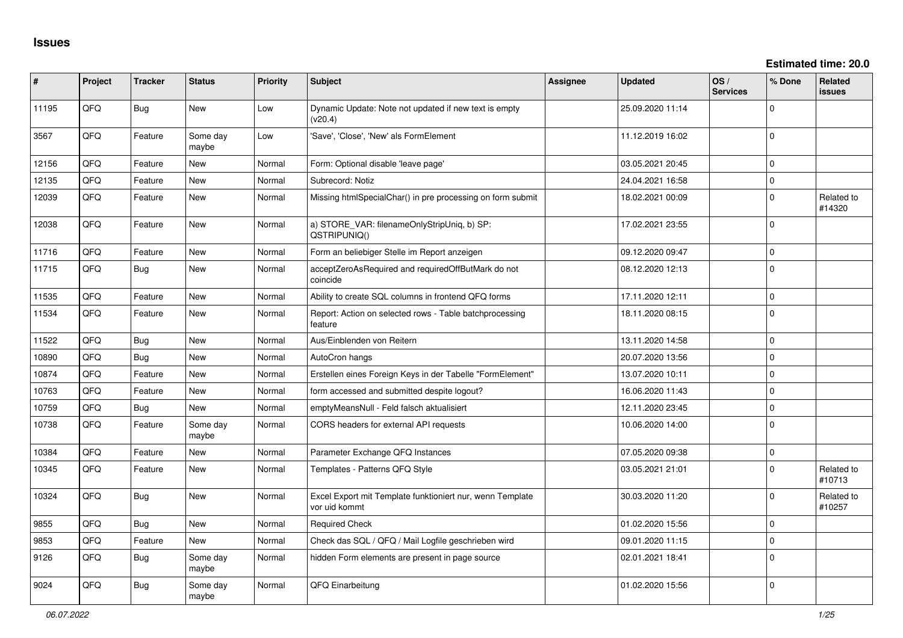# Issues

**Estimated time: 20.0**

| # | Project | Tracker | Status | Priority | Subject | Assignee | Updated | OS / Services | % Done | Related issues |
|---|---|---|---|---|---|---|---|---|---|---|
| 11195 | QFQ | Bug | New | Low | Dynamic Update: Note not updated if new text is empty (v20.4) | | 25.09.2020 11:14 | | 0 | |
| 3567 | QFQ | Feature | Some day maybe | Low | 'Save', 'Close', 'New' als FormElement | | 11.12.2019 16:02 | | 0 | |
| 12156 | QFQ | Feature | New | Normal | Form: Optional disable 'leave page' | | 03.05.2021 20:45 | | 0 | |
| 12135 | QFQ | Feature | New | Normal | Subrecord: Notiz | | 24.04.2021 16:58 | | 0 | |
| 12039 | QFQ | Feature | New | Normal | Missing htmlSpecialChar() in pre processing on form submit | | 18.02.2021 00:09 | | 0 | Related to #14320 |
| 12038 | QFQ | Feature | New | Normal | a) STORE_VAR: filenameOnlyStripUniq, b) SP: QSTRIPUNIQ() | | 17.02.2021 23:55 | | 0 | |
| 11716 | QFQ | Feature | New | Normal | Form an beliebiger Stelle im Report anzeigen | | 09.12.2020 09:47 | | 0 | |
| 11715 | QFQ | Bug | New | Normal | acceptZeroAsRequired and requiredOffButMark do not coincide | | 08.12.2020 12:13 | | 0 | |
| 11535 | QFQ | Feature | New | Normal | Ability to create SQL columns in frontend QFQ forms | | 17.11.2020 12:11 | | 0 | |
| 11534 | QFQ | Feature | New | Normal | Report: Action on selected rows - Table batchprocessing feature | | 18.11.2020 08:15 | | 0 | |
| 11522 | QFQ | Bug | New | Normal | Aus/Einblenden von Reitern | | 13.11.2020 14:58 | | 0 | |
| 10890 | QFQ | Bug | New | Normal | AutoCron hangs | | 20.07.2020 13:56 | | 0 | |
| 10874 | QFQ | Feature | New | Normal | Erstellen eines Foreign Keys in der Tabelle "FormElement" | | 13.07.2020 10:11 | | 0 | |
| 10763 | QFQ | Feature | New | Normal | form accessed and submitted despite logout? | | 16.06.2020 11:43 | | 0 | |
| 10759 | QFQ | Bug | New | Normal | emptyMeansNull - Feld falsch aktualisiert | | 12.11.2020 23:45 | | 0 | |
| 10738 | QFQ | Feature | Some day maybe | Normal | CORS headers for external API requests | | 10.06.2020 14:00 | | 0 | |
| 10384 | QFQ | Feature | New | Normal | Parameter Exchange QFQ Instances | | 07.05.2020 09:38 | | 0 | |
| 10345 | QFQ | Feature | New | Normal | Templates - Patterns QFQ Style | | 03.05.2021 21:01 | | 0 | Related to #10713 |
| 10324 | QFQ | Bug | New | Normal | Excel Export mit Template funktioniert nur, wenn Template vor uid kommt | | 30.03.2020 11:20 | | 0 | Related to #10257 |
| 9855 | QFQ | Bug | New | Normal | Required Check | | 01.02.2020 15:56 | | 0 | |
| 9853 | QFQ | Feature | New | Normal | Check das SQL / QFQ / Mail Logfile geschrieben wird | | 09.01.2020 11:15 | | 0 | |
| 9126 | QFQ | Bug | Some day maybe | Normal | hidden Form elements are present in page source | | 02.01.2021 18:41 | | 0 | |
| 9024 | QFQ | Bug | Some day maybe | Normal | QFQ Einarbeitung | | 01.02.2020 15:56 | | 0 | |

*06.07.2022*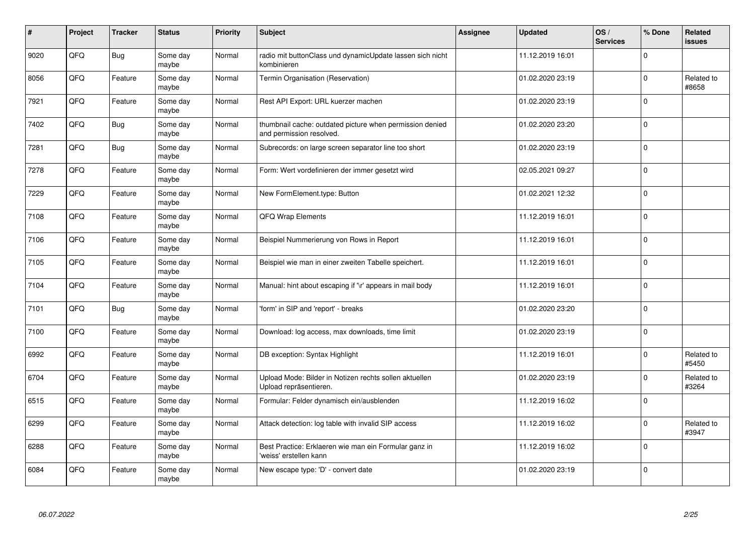| # | Project | Tracker | Status | Priority | Subject | Assignee | Updated | OS / Services | % Done | Related issues |
|---|---|---|---|---|---|---|---|---|---|---|
| 9020 | QFQ | Bug | Some day maybe | Normal | radio mit buttonClass und dynamicUpdate lassen sich nicht kombinieren | | 11.12.2019 16:01 | | 0 | |
| 8056 | QFQ | Feature | Some day maybe | Normal | Termin Organisation (Reservation) | | 01.02.2020 23:19 | | 0 | Related to #8658 |
| 7921 | QFQ | Feature | Some day maybe | Normal | Rest API Export: URL kuerzer machen | | 01.02.2020 23:19 | | 0 | |
| 7402 | QFQ | Bug | Some day maybe | Normal | thumbnail cache: outdated picture when permission denied and permission resolved. | | 01.02.2020 23:20 | | 0 | |
| 7281 | QFQ | Bug | Some day maybe | Normal | Subrecords: on large screen separator line too short | | 01.02.2020 23:19 | | 0 | |
| 7278 | QFQ | Feature | Some day maybe | Normal | Form: Wert vordefinieren der immer gesetzt wird | | 02.05.2021 09:27 | | 0 | |
| 7229 | QFQ | Feature | Some day maybe | Normal | New FormElement.type: Button | | 01.02.2021 12:32 | | 0 | |
| 7108 | QFQ | Feature | Some day maybe | Normal | QFQ Wrap Elements | | 11.12.2019 16:01 | | 0 | |
| 7106 | QFQ | Feature | Some day maybe | Normal | Beispiel Nummerierung von Rows in Report | | 11.12.2019 16:01 | | 0 | |
| 7105 | QFQ | Feature | Some day maybe | Normal | Beispiel wie man in einer zweiten Tabelle speichert. | | 11.12.2019 16:01 | | 0 | |
| 7104 | QFQ | Feature | Some day maybe | Normal | Manual: hint about escaping if '\r' appears in mail body | | 11.12.2019 16:01 | | 0 | |
| 7101 | QFQ | Bug | Some day maybe | Normal | 'form' in SIP and 'report' - breaks | | 01.02.2020 23:20 | | 0 | |
| 7100 | QFQ | Feature | Some day maybe | Normal | Download: log access, max downloads, time limit | | 01.02.2020 23:19 | | 0 | |
| 6992 | QFQ | Feature | Some day maybe | Normal | DB exception: Syntax Highlight | | 11.12.2019 16:01 | | 0 | Related to #5450 |
| 6704 | QFQ | Feature | Some day maybe | Normal | Upload Mode: Bilder in Notizen rechts sollen aktuellen Upload repräsentieren. | | 01.02.2020 23:19 | | 0 | Related to #3264 |
| 6515 | QFQ | Feature | Some day maybe | Normal | Formular: Felder dynamisch ein/ausblenden | | 11.12.2019 16:02 | | 0 | |
| 6299 | QFQ | Feature | Some day maybe | Normal | Attack detection: log table with invalid SIP access | | 11.12.2019 16:02 | | 0 | Related to #3947 |
| 6288 | QFQ | Feature | Some day maybe | Normal | Best Practice: Erklaeren wie man ein Formular ganz in 'weiss' erstellen kann | | 11.12.2019 16:02 | | 0 | |
| 6084 | QFQ | Feature | Some day maybe | Normal | New escape type: 'D' - convert date | | 01.02.2020 23:19 | | 0 | |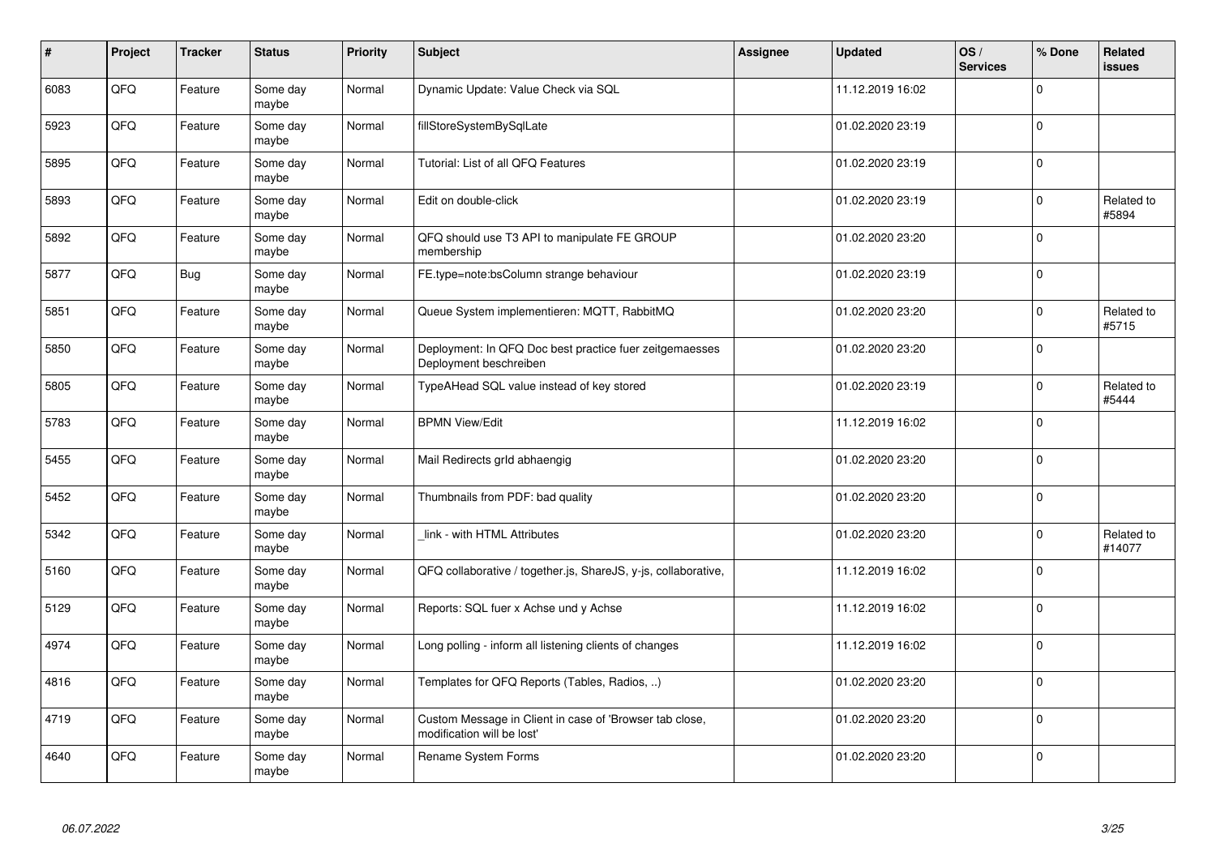| # | Project | Tracker | Status | Priority | Subject | Assignee | Updated | OS / Services | % Done | Related issues |
|---|---|---|---|---|---|---|---|---|---|---|
| 6083 | QFQ | Feature | Some day maybe | Normal | Dynamic Update: Value Check via SQL | | 11.12.2019 16:02 | | 0 | |
| 5923 | QFQ | Feature | Some day maybe | Normal | fillStoreSystemBySqlLate | | 01.02.2020 23:19 | | 0 | |
| 5895 | QFQ | Feature | Some day maybe | Normal | Tutorial: List of all QFQ Features | | 01.02.2020 23:19 | | 0 | |
| 5893 | QFQ | Feature | Some day maybe | Normal | Edit on double-click | | 01.02.2020 23:19 | | 0 | Related to #5894 |
| 5892 | QFQ | Feature | Some day maybe | Normal | QFQ should use T3 API to manipulate FE GROUP membership | | 01.02.2020 23:20 | | 0 | |
| 5877 | QFQ | Bug | Some day maybe | Normal | FE.type=note:bsColumn strange behaviour | | 01.02.2020 23:19 | | 0 | |
| 5851 | QFQ | Feature | Some day maybe | Normal | Queue System implementieren: MQTT, RabbitMQ | | 01.02.2020 23:20 | | 0 | Related to #5715 |
| 5850 | QFQ | Feature | Some day maybe | Normal | Deployment: In QFQ Doc best practice fuer zeitgemaesses Deployment beschreiben | | 01.02.2020 23:20 | | 0 | |
| 5805 | QFQ | Feature | Some day maybe | Normal | TypeAHead SQL value instead of key stored | | 01.02.2020 23:19 | | 0 | Related to #5444 |
| 5783 | QFQ | Feature | Some day maybe | Normal | BPMN View/Edit | | 11.12.2019 16:02 | | 0 | |
| 5455 | QFQ | Feature | Some day maybe | Normal | Mail Redirects grld abhaengig | | 01.02.2020 23:20 | | 0 | |
| 5452 | QFQ | Feature | Some day maybe | Normal | Thumbnails from PDF: bad quality | | 01.02.2020 23:20 | | 0 | |
| 5342 | QFQ | Feature | Some day maybe | Normal | _link - with HTML Attributes | | 01.02.2020 23:20 | | 0 | Related to #14077 |
| 5160 | QFQ | Feature | Some day maybe | Normal | QFQ collaborative / together.js, ShareJS, y-js, collaborative, | | 11.12.2019 16:02 | | 0 | |
| 5129 | QFQ | Feature | Some day maybe | Normal | Reports: SQL fuer x Achse und y Achse | | 11.12.2019 16:02 | | 0 | |
| 4974 | QFQ | Feature | Some day maybe | Normal | Long polling - inform all listening clients of changes | | 11.12.2019 16:02 | | 0 | |
| 4816 | QFQ | Feature | Some day maybe | Normal | Templates for QFQ Reports (Tables, Radios, ..) | | 01.02.2020 23:20 | | 0 | |
| 4719 | QFQ | Feature | Some day maybe | Normal | Custom Message in Client in case of 'Browser tab close, modification will be lost' | | 01.02.2020 23:20 | | 0 | |
| 4640 | QFQ | Feature | Some day maybe | Normal | Rename System Forms | | 01.02.2020 23:20 | | 0 | |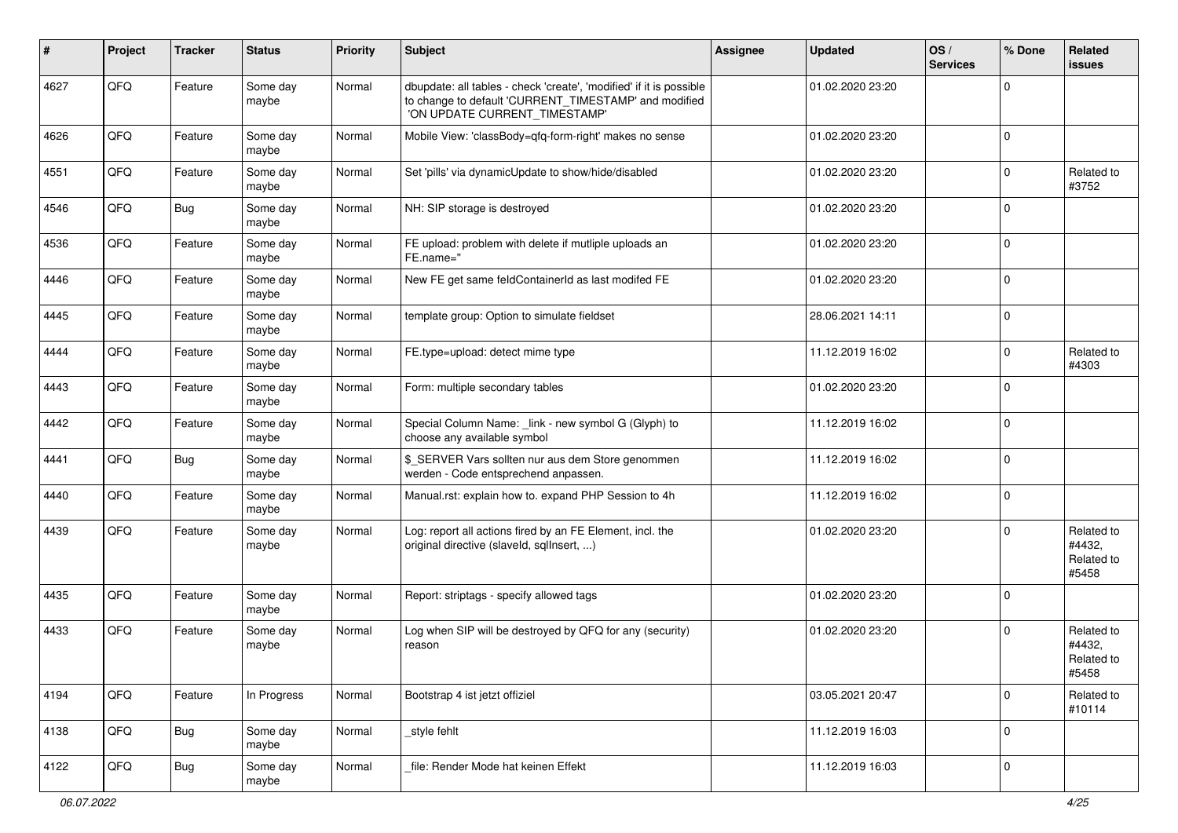| # | Project | Tracker | Status | Priority | Subject | Assignee | Updated | OS / Services | % Done | Related issues |
|---|---|---|---|---|---|---|---|---|---|---|
| 4627 | QFQ | Feature | Some day maybe | Normal | dbupdate: all tables - check 'create', 'modified' if it is possible to change to default 'CURRENT_TIMESTAMP' and modified 'ON UPDATE CURRENT_TIMESTAMP' | | 01.02.2020 23:20 | | 0 | |
| 4626 | QFQ | Feature | Some day maybe | Normal | Mobile View: 'classBody=qfq-form-right' makes no sense | | 01.02.2020 23:20 | | 0 | |
| 4551 | QFQ | Feature | Some day maybe | Normal | Set 'pills' via dynamicUpdate to show/hide/disabled | | 01.02.2020 23:20 | | 0 | Related to #3752 |
| 4546 | QFQ | Bug | Some day maybe | Normal | NH: SIP storage is destroyed | | 01.02.2020 23:20 | | 0 | |
| 4536 | QFQ | Feature | Some day maybe | Normal | FE upload: problem with delete if mutliple uploads an FE.name=" | | 01.02.2020 23:20 | | 0 | |
| 4446 | QFQ | Feature | Some day maybe | Normal | New FE get same feldContainerId as last modifed FE | | 01.02.2020 23:20 | | 0 | |
| 4445 | QFQ | Feature | Some day maybe | Normal | template group: Option to simulate fieldset | | 28.06.2021 14:11 | | 0 | |
| 4444 | QFQ | Feature | Some day maybe | Normal | FE.type=upload: detect mime type | | 11.12.2019 16:02 | | 0 | Related to #4303 |
| 4443 | QFQ | Feature | Some day maybe | Normal | Form: multiple secondary tables | | 01.02.2020 23:20 | | 0 | |
| 4442 | QFQ | Feature | Some day maybe | Normal | Special Column Name: _link - new symbol G (Glyph) to choose any available symbol | | 11.12.2019 16:02 | | 0 | |
| 4441 | QFQ | Bug | Some day maybe | Normal | $_SERVER Vars sollten nur aus dem Store genommen werden - Code entsprechend anpassen. | | 11.12.2019 16:02 | | 0 | |
| 4440 | QFQ | Feature | Some day maybe | Normal | Manual.rst: explain how to. expand PHP Session to 4h | | 11.12.2019 16:02 | | 0 | |
| 4439 | QFQ | Feature | Some day maybe | Normal | Log: report all actions fired by an FE Element, incl. the original directive (slaveId, sqlInsert, ...) | | 01.02.2020 23:20 | | 0 | Related to #4432, Related to #5458 |
| 4435 | QFQ | Feature | Some day maybe | Normal | Report: striptags - specify allowed tags | | 01.02.2020 23:20 | | 0 | |
| 4433 | QFQ | Feature | Some day maybe | Normal | Log when SIP will be destroyed by QFQ for any (security) reason | | 01.02.2020 23:20 | | 0 | Related to #4432, Related to #5458 |
| 4194 | QFQ | Feature | In Progress | Normal | Bootstrap 4 ist jetzt offiziel | | 03.05.2021 20:47 | | 0 | Related to #10114 |
| 4138 | QFQ | Bug | Some day maybe | Normal | _style fehlt | | 11.12.2019 16:03 | | 0 | |
| 4122 | QFQ | Bug | Some day maybe | Normal | _file: Render Mode hat keinen Effekt | | 11.12.2019 16:03 | | 0 | |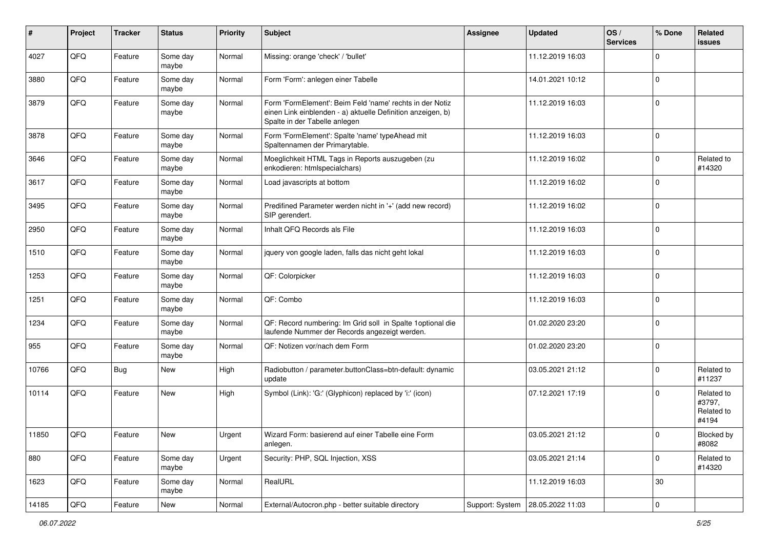| # | Project | Tracker | Status | Priority | Subject | Assignee | Updated | OS / Services | % Done | Related issues |
|---|---|---|---|---|---|---|---|---|---|---|
| 4027 | QFQ | Feature | Some day maybe | Normal | Missing: orange 'check' / 'bullet' | | 11.12.2019 16:03 | | 0 | |
| 3880 | QFQ | Feature | Some day maybe | Normal | Form 'Form': anlegen einer Tabelle | | 14.01.2021 10:12 | | 0 | |
| 3879 | QFQ | Feature | Some day maybe | Normal | Form 'FormElement': Beim Feld 'name' rechts in der Notiz einen Link einblenden - a) aktuelle Definition anzeigen, b) Spalte in der Tabelle anlegen | | 11.12.2019 16:03 | | 0 | |
| 3878 | QFQ | Feature | Some day maybe | Normal | Form 'FormElement': Spalte 'name' typeAhead mit Spaltennamen der Primarytable. | | 11.12.2019 16:03 | | 0 | |
| 3646 | QFQ | Feature | Some day maybe | Normal | Moeglichkeit HTML Tags in Reports auszugeben (zu enkodieren: htmlspecialchars) | | 11.12.2019 16:02 | | 0 | Related to #14320 |
| 3617 | QFQ | Feature | Some day maybe | Normal | Load javascripts at bottom | | 11.12.2019 16:02 | | 0 | |
| 3495 | QFQ | Feature | Some day maybe | Normal | Predifined Parameter werden nicht in '+' (add new record) SIP gerendert. | | 11.12.2019 16:02 | | 0 | |
| 2950 | QFQ | Feature | Some day maybe | Normal | Inhalt QFQ Records als File | | 11.12.2019 16:03 | | 0 | |
| 1510 | QFQ | Feature | Some day maybe | Normal | jquery von google laden, falls das nicht geht lokal | | 11.12.2019 16:03 | | 0 | |
| 1253 | QFQ | Feature | Some day maybe | Normal | QF: Colorpicker | | 11.12.2019 16:03 | | 0 | |
| 1251 | QFQ | Feature | Some day maybe | Normal | QF: Combo | | 11.12.2019 16:03 | | 0 | |
| 1234 | QFQ | Feature | Some day maybe | Normal | QF: Record numbering: Im Grid soll in Spalte 1optional die laufende Nummer der Records angezeigt werden. | | 01.02.2020 23:20 | | 0 | |
| 955 | QFQ | Feature | Some day maybe | Normal | QF: Notizen vor/nach dem Form | | 01.02.2020 23:20 | | 0 | |
| 10766 | QFQ | Bug | New | High | Radiobutton / parameter.buttonClass=btn-default: dynamic update | | 03.05.2021 21:12 | | 0 | Related to #11237 |
| 10114 | QFQ | Feature | New | High | Symbol (Link): 'G:' (Glyphicon) replaced by 'i:' (icon) | | 07.12.2021 17:19 | | 0 | Related to #3797, Related to #4194 |
| 11850 | QFQ | Feature | New | Urgent | Wizard Form: basierend auf einer Tabelle eine Form anlegen. | | 03.05.2021 21:12 | | 0 | Blocked by #8082 |
| 880 | QFQ | Feature | Some day maybe | Urgent | Security: PHP, SQL Injection, XSS | | 03.05.2021 21:14 | | 0 | Related to #14320 |
| 1623 | QFQ | Feature | Some day maybe | Normal | RealURL | | 11.12.2019 16:03 | | 30 | |
| 14185 | QFQ | Feature | New | Normal | External/Autocron.php - better suitable directory | Support: System | 28.05.2022 11:03 | | 0 | |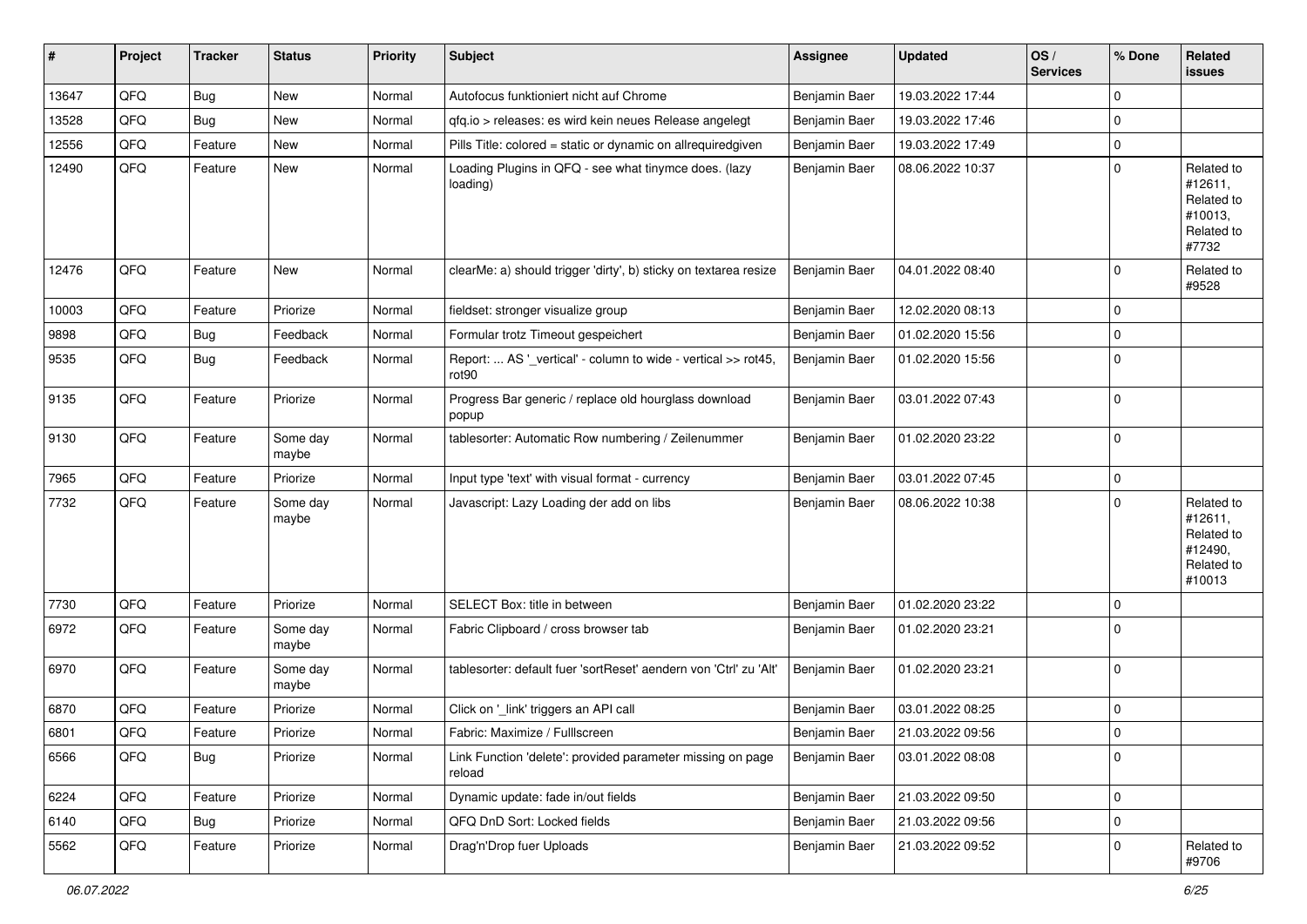| # | Project | Tracker | Status | Priority | Subject | Assignee | Updated | OS / Services | % Done | Related issues |
|---|---|---|---|---|---|---|---|---|---|---|
| 13647 | QFQ | Bug | New | Normal | Autofocus funktioniert nicht auf Chrome | Benjamin Baer | 19.03.2022 17:44 | | 0 | |
| 13528 | QFQ | Bug | New | Normal | qfq.io > releases: es wird kein neues Release angelegt | Benjamin Baer | 19.03.2022 17:46 | | 0 | |
| 12556 | QFQ | Feature | New | Normal | Pills Title: colored = static or dynamic on allrequiredgiven | Benjamin Baer | 19.03.2022 17:49 | | 0 | |
| 12490 | QFQ | Feature | New | Normal | Loading Plugins in QFQ - see what tinymce does. (lazy loading) | Benjamin Baer | 08.06.2022 10:37 | | 0 | Related to #12611, Related to #10013, Related to #7732 |
| 12476 | QFQ | Feature | New | Normal | clearMe: a) should trigger 'dirty', b) sticky on textarea resize | Benjamin Baer | 04.01.2022 08:40 | | 0 | Related to #9528 |
| 10003 | QFQ | Feature | Priorize | Normal | fieldset: stronger visualize group | Benjamin Baer | 12.02.2020 08:13 | | 0 | |
| 9898 | QFQ | Bug | Feedback | Normal | Formular trotz Timeout gespeichert | Benjamin Baer | 01.02.2020 15:56 | | 0 | |
| 9535 | QFQ | Bug | Feedback | Normal | Report: ... AS '_vertical' - column to wide - vertical >> rot45, rot90 | Benjamin Baer | 01.02.2020 15:56 | | 0 | |
| 9135 | QFQ | Feature | Priorize | Normal | Progress Bar generic / replace old hourglass download popup | Benjamin Baer | 03.01.2022 07:43 | | 0 | |
| 9130 | QFQ | Feature | Some day maybe | Normal | tablesorter: Automatic Row numbering / Zeilenummer | Benjamin Baer | 01.02.2020 23:22 | | 0 | |
| 7965 | QFQ | Feature | Priorize | Normal | Input type 'text' with visual format - currency | Benjamin Baer | 03.01.2022 07:45 | | 0 | |
| 7732 | QFQ | Feature | Some day maybe | Normal | Javascript: Lazy Loading der add on libs | Benjamin Baer | 08.06.2022 10:38 | | 0 | Related to #12611, Related to #12490, Related to #10013 |
| 7730 | QFQ | Feature | Priorize | Normal | SELECT Box: title in between | Benjamin Baer | 01.02.2020 23:22 | | 0 | |
| 6972 | QFQ | Feature | Some day maybe | Normal | Fabric Clipboard / cross browser tab | Benjamin Baer | 01.02.2020 23:21 | | 0 | |
| 6970 | QFQ | Feature | Some day maybe | Normal | tablesorter: default fuer 'sortReset' aendern von 'Ctrl' zu 'Alt' | Benjamin Baer | 01.02.2020 23:21 | | 0 | |
| 6870 | QFQ | Feature | Priorize | Normal | Click on '_link' triggers an API call | Benjamin Baer | 03.01.2022 08:25 | | 0 | |
| 6801 | QFQ | Feature | Priorize | Normal | Fabric: Maximize / Fulllscreen | Benjamin Baer | 21.03.2022 09:56 | | 0 | |
| 6566 | QFQ | Bug | Priorize | Normal | Link Function 'delete': provided parameter missing on page reload | Benjamin Baer | 03.01.2022 08:08 | | 0 | |
| 6224 | QFQ | Feature | Priorize | Normal | Dynamic update: fade in/out fields | Benjamin Baer | 21.03.2022 09:50 | | 0 | |
| 6140 | QFQ | Bug | Priorize | Normal | QFQ DnD Sort: Locked fields | Benjamin Baer | 21.03.2022 09:56 | | 0 | |
| 5562 | QFQ | Feature | Priorize | Normal | Drag'n'Drop fuer Uploads | Benjamin Baer | 21.03.2022 09:52 | | 0 | Related to #9706 |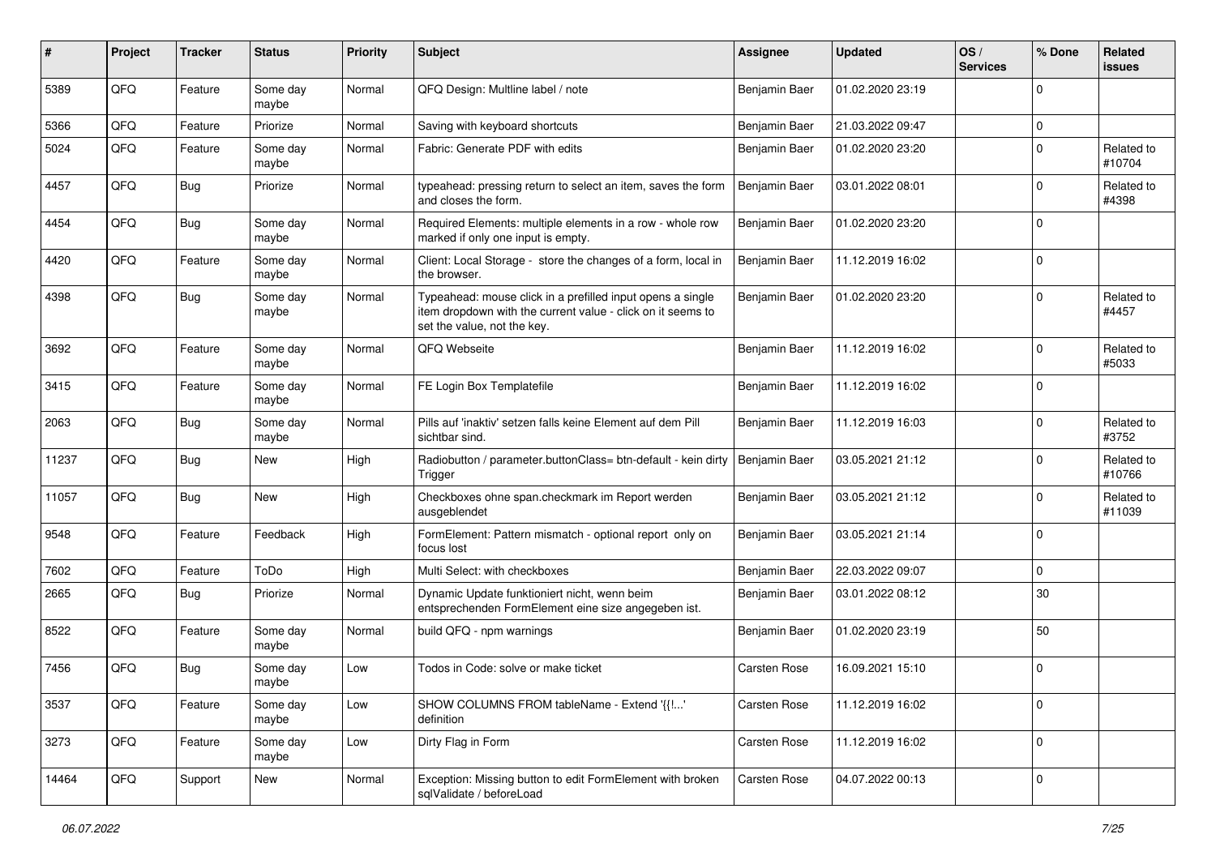| # | Project | Tracker | Status | Priority | Subject | Assignee | Updated | OS / Services | % Done | Related issues |
|---|---|---|---|---|---|---|---|---|---|---|
| 5389 | QFQ | Feature | Some day maybe | Normal | QFQ Design: Multline label / note | Benjamin Baer | 01.02.2020 23:19 | | 0 | |
| 5366 | QFQ | Feature | Priorize | Normal | Saving with keyboard shortcuts | Benjamin Baer | 21.03.2022 09:47 | | 0 | |
| 5024 | QFQ | Feature | Some day maybe | Normal | Fabric: Generate PDF with edits | Benjamin Baer | 01.02.2020 23:20 | | 0 | Related to #10704 |
| 4457 | QFQ | Bug | Priorize | Normal | typeahead: pressing return to select an item, saves the form and closes the form. | Benjamin Baer | 03.01.2022 08:01 | | 0 | Related to #4398 |
| 4454 | QFQ | Bug | Some day maybe | Normal | Required Elements: multiple elements in a row - whole row marked if only one input is empty. | Benjamin Baer | 01.02.2020 23:20 | | 0 | |
| 4420 | QFQ | Feature | Some day maybe | Normal | Client: Local Storage - store the changes of a form, local in the browser. | Benjamin Baer | 11.12.2019 16:02 | | 0 | |
| 4398 | QFQ | Bug | Some day maybe | Normal | Typeahead: mouse click in a prefilled input opens a single item dropdown with the current value - click on it seems to set the value, not the key. | Benjamin Baer | 01.02.2020 23:20 | | 0 | Related to #4457 |
| 3692 | QFQ | Feature | Some day maybe | Normal | QFQ Webseite | Benjamin Baer | 11.12.2019 16:02 | | 0 | Related to #5033 |
| 3415 | QFQ | Feature | Some day maybe | Normal | FE Login Box Templatefile | Benjamin Baer | 11.12.2019 16:02 | | 0 | |
| 2063 | QFQ | Bug | Some day maybe | Normal | Pills auf 'inaktiv' setzen falls keine Element auf dem Pill sichtbar sind. | Benjamin Baer | 11.12.2019 16:03 | | 0 | Related to #3752 |
| 11237 | QFQ | Bug | New | High | Radiobutton / parameter.buttonClass= btn-default - kein dirty Trigger | Benjamin Baer | 03.05.2021 21:12 | | 0 | Related to #10766 |
| 11057 | QFQ | Bug | New | High | Checkboxes ohne span.checkmark im Report werden ausgeblendet | Benjamin Baer | 03.05.2021 21:12 | | 0 | Related to #11039 |
| 9548 | QFQ | Feature | Feedback | High | FormElement: Pattern mismatch - optional report only on focus lost | Benjamin Baer | 03.05.2021 21:14 | | 0 | |
| 7602 | QFQ | Feature | ToDo | High | Multi Select: with checkboxes | Benjamin Baer | 22.03.2022 09:07 | | 0 | |
| 2665 | QFQ | Bug | Priorize | Normal | Dynamic Update funktioniert nicht, wenn beim entsprechenden FormElement eine size angegeben ist. | Benjamin Baer | 03.01.2022 08:12 | | 30 | |
| 8522 | QFQ | Feature | Some day maybe | Normal | build QFQ - npm warnings | Benjamin Baer | 01.02.2020 23:19 | | 50 | |
| 7456 | QFQ | Bug | Some day maybe | Low | Todos in Code: solve or make ticket | Carsten Rose | 16.09.2021 15:10 | | 0 | |
| 3537 | QFQ | Feature | Some day maybe | Low | SHOW COLUMNS FROM tableName - Extend '{{!...' definition | Carsten Rose | 11.12.2019 16:02 | | 0 | |
| 3273 | QFQ | Feature | Some day maybe | Low | Dirty Flag in Form | Carsten Rose | 11.12.2019 16:02 | | 0 | |
| 14464 | QFQ | Support | New | Normal | Exception: Missing button to edit FormElement with broken sqlValidate / beforeLoad | Carsten Rose | 04.07.2022 00:13 | | 0 | |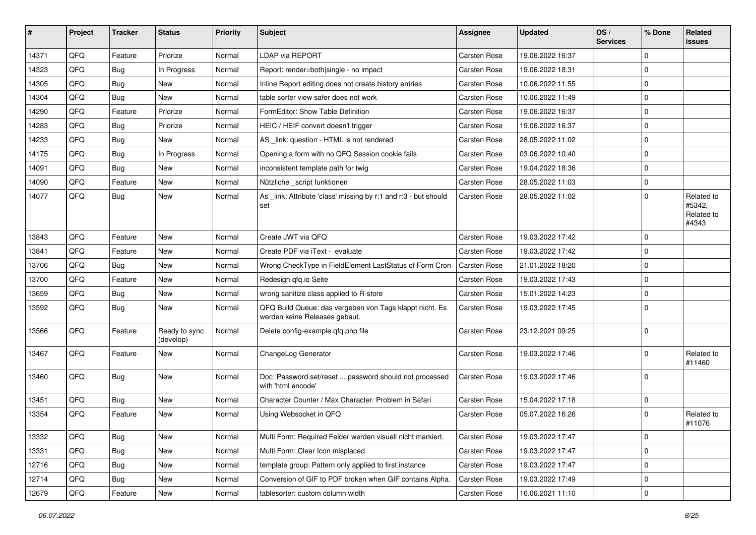| # | Project | Tracker | Status | Priority | Subject | Assignee | Updated | OS / Services | % Done | Related issues |
|---|---|---|---|---|---|---|---|---|---|---|
| 14371 | QFQ | Feature | Priorize | Normal | LDAP via REPORT | Carsten Rose | 19.06.2022 16:37 | | 0 | |
| 14323 | QFQ | Bug | In Progress | Normal | Report: render=both\|single - no impact | Carsten Rose | 19.06.2022 18:31 | | 0 | |
| 14305 | QFQ | Bug | New | Normal | Inline Report editing does not create history entries | Carsten Rose | 10.06.2022 11:55 | | 0 | |
| 14304 | QFQ | Bug | New | Normal | table sorter view safer does not work | Carsten Rose | 10.06.2022 11:49 | | 0 | |
| 14290 | QFQ | Feature | Priorize | Normal | FormEditor: Show Table Definition | Carsten Rose | 19.06.2022 16:37 | | 0 | |
| 14283 | QFQ | Bug | Priorize | Normal | HEIC / HEIF convert doesn't trigger | Carsten Rose | 19.06.2022 16:37 | | 0 | |
| 14233 | QFQ | Bug | New | Normal | AS _link: question - HTML is not rendered | Carsten Rose | 28.05.2022 11:02 | | 0 | |
| 14175 | QFQ | Bug | In Progress | Normal | Opening a form with no QFQ Session cookie fails | Carsten Rose | 03.06.2022 10:40 | | 0 | |
| 14091 | QFQ | Bug | New | Normal | inconsistent template path for twig | Carsten Rose | 19.04.2022 18:36 | | 0 | |
| 14090 | QFQ | Feature | New | Normal | Nützliche _script funktionen | Carsten Rose | 28.05.2022 11:03 | | 0 | |
| 14077 | QFQ | Bug | New | Normal | As _link: Attribute 'class' missing by r:1 and r:3 - but should set | Carsten Rose | 28.05.2022 11:02 | | 0 | Related to #5342, Related to #4343 |
| 13843 | QFQ | Feature | New | Normal | Create JWT via QFQ | Carsten Rose | 19.03.2022 17:42 | | 0 | |
| 13841 | QFQ | Feature | New | Normal | Create PDF via iText - evaluate | Carsten Rose | 19.03.2022 17:42 | | 0 | |
| 13706 | QFQ | Bug | New | Normal | Wrong CheckType in FieldElement LastStatus of Form Cron | Carsten Rose | 21.01.2022 18:20 | | 0 | |
| 13700 | QFQ | Feature | New | Normal | Redesign qfq.io Seite | Carsten Rose | 19.03.2022 17:43 | | 0 | |
| 13659 | QFQ | Bug | New | Normal | wrong sanitize class applied to R-store | Carsten Rose | 15.01.2022 14:23 | | 0 | |
| 13592 | QFQ | Bug | New | Normal | QFQ Build Queue: das vergeben von Tags klappt nicht. Es werden keine Releases gebaut. | Carsten Rose | 19.03.2022 17:45 | | 0 | |
| 13566 | QFQ | Feature | Ready to sync (develop) | Normal | Delete config-example.qfq.php file | Carsten Rose | 23.12.2021 09:25 | | 0 | |
| 13467 | QFQ | Feature | New | Normal | ChangeLog Generator | Carsten Rose | 19.03.2022 17:46 | | 0 | Related to #11460 |
| 13460 | QFQ | Bug | New | Normal | Doc: Password set/reset ... password should not processed with 'html encode' | Carsten Rose | 19.03.2022 17:46 | | 0 | |
| 13451 | QFQ | Bug | New | Normal | Character Counter / Max Character: Problem in Safari | Carsten Rose | 15.04.2022 17:18 | | 0 | |
| 13354 | QFQ | Feature | New | Normal | Using Websocket in QFQ | Carsten Rose | 05.07.2022 16:26 | | 0 | Related to #11076 |
| 13332 | QFQ | Bug | New | Normal | Multi Form: Required Felder werden visuell nicht markiert. | Carsten Rose | 19.03.2022 17:47 | | 0 | |
| 13331 | QFQ | Bug | New | Normal | Multi Form: Clear Icon misplaced | Carsten Rose | 19.03.2022 17:47 | | 0 | |
| 12716 | QFQ | Bug | New | Normal | template group: Pattern only applied to first instance | Carsten Rose | 19.03.2022 17:47 | | 0 | |
| 12714 | QFQ | Bug | New | Normal | Conversion of GIF to PDF broken when GIF contains Alpha. | Carsten Rose | 19.03.2022 17:49 | | 0 | |
| 12679 | QFQ | Feature | New | Normal | tablesorter: custom column width | Carsten Rose | 16.06.2021 11:10 | | 0 | |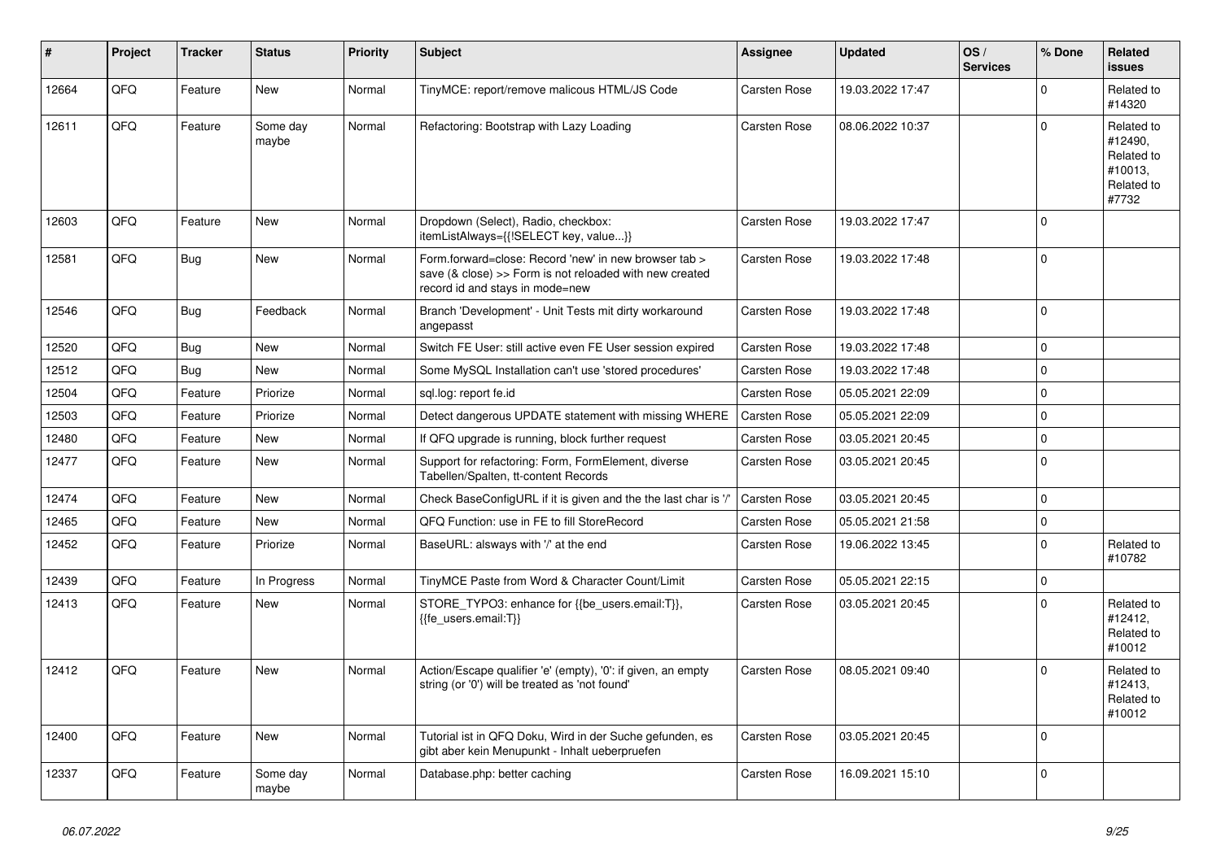| # | Project | Tracker | Status | Priority | Subject | Assignee | Updated | OS / Services | % Done | Related issues |
|---|---|---|---|---|---|---|---|---|---|---|
| 12664 | QFQ | Feature | New | Normal | TinyMCE: report/remove malicous HTML/JS Code | Carsten Rose | 19.03.2022 17:47 | | 0 | Related to #14320 |
| 12611 | QFQ | Feature | Some day maybe | Normal | Refactoring: Bootstrap with Lazy Loading | Carsten Rose | 08.06.2022 10:37 | | 0 | Related to #12490, Related to #10013, Related to #7732 |
| 12603 | QFQ | Feature | New | Normal | Dropdown (Select), Radio, checkbox: itemListAlways={{!SELECT key, value...}} | Carsten Rose | 19.03.2022 17:47 | | 0 | |
| 12581 | QFQ | Bug | New | Normal | Form.forward=close: Record 'new' in new browser tab > save (& close) >> Form is not reloaded with new created record id and stays in mode=new | Carsten Rose | 19.03.2022 17:48 | | 0 | |
| 12546 | QFQ | Bug | Feedback | Normal | Branch 'Development' - Unit Tests mit dirty workaround angepasst | Carsten Rose | 19.03.2022 17:48 | | 0 | |
| 12520 | QFQ | Bug | New | Normal | Switch FE User: still active even FE User session expired | Carsten Rose | 19.03.2022 17:48 | | 0 | |
| 12512 | QFQ | Bug | New | Normal | Some MySQL Installation can't use 'stored procedures' | Carsten Rose | 19.03.2022 17:48 | | 0 | |
| 12504 | QFQ | Feature | Priorize | Normal | sql.log: report fe.id | Carsten Rose | 05.05.2021 22:09 | | 0 | |
| 12503 | QFQ | Feature | Priorize | Normal | Detect dangerous UPDATE statement with missing WHERE | Carsten Rose | 05.05.2021 22:09 | | 0 | |
| 12480 | QFQ | Feature | New | Normal | If QFQ upgrade is running, block further request | Carsten Rose | 03.05.2021 20:45 | | 0 | |
| 12477 | QFQ | Feature | New | Normal | Support for refactoring: Form, FormElement, diverse Tabellen/Spalten, tt-content Records | Carsten Rose | 03.05.2021 20:45 | | 0 | |
| 12474 | QFQ | Feature | New | Normal | Check BaseConfigURL if it is given and the the last char is '/' | Carsten Rose | 03.05.2021 20:45 | | 0 | |
| 12465 | QFQ | Feature | New | Normal | QFQ Function: use in FE to fill StoreRecord | Carsten Rose | 05.05.2021 21:58 | | 0 | |
| 12452 | QFQ | Feature | Priorize | Normal | BaseURL: alsways with '/' at the end | Carsten Rose | 19.06.2022 13:45 | | 0 | Related to #10782 |
| 12439 | QFQ | Feature | In Progress | Normal | TinyMCE Paste from Word & Character Count/Limit | Carsten Rose | 05.05.2021 22:15 | | 0 | |
| 12413 | QFQ | Feature | New | Normal | STORE_TYPO3: enhance for {{be_users.email:T}}, {{fe_users.email:T}} | Carsten Rose | 03.05.2021 20:45 | | 0 | Related to #12412, Related to #10012 |
| 12412 | QFQ | Feature | New | Normal | Action/Escape qualifier 'e' (empty), '0': if given, an empty string (or '0') will be treated as 'not found' | Carsten Rose | 08.05.2021 09:40 | | 0 | Related to #12413, Related to #10012 |
| 12400 | QFQ | Feature | New | Normal | Tutorial ist in QFQ Doku, Wird in der Suche gefunden, es gibt aber kein Menupunkt - Inhalt ueberpruefen | Carsten Rose | 03.05.2021 20:45 | | 0 | |
| 12337 | QFQ | Feature | Some day maybe | Normal | Database.php: better caching | Carsten Rose | 16.09.2021 15:10 | | 0 | |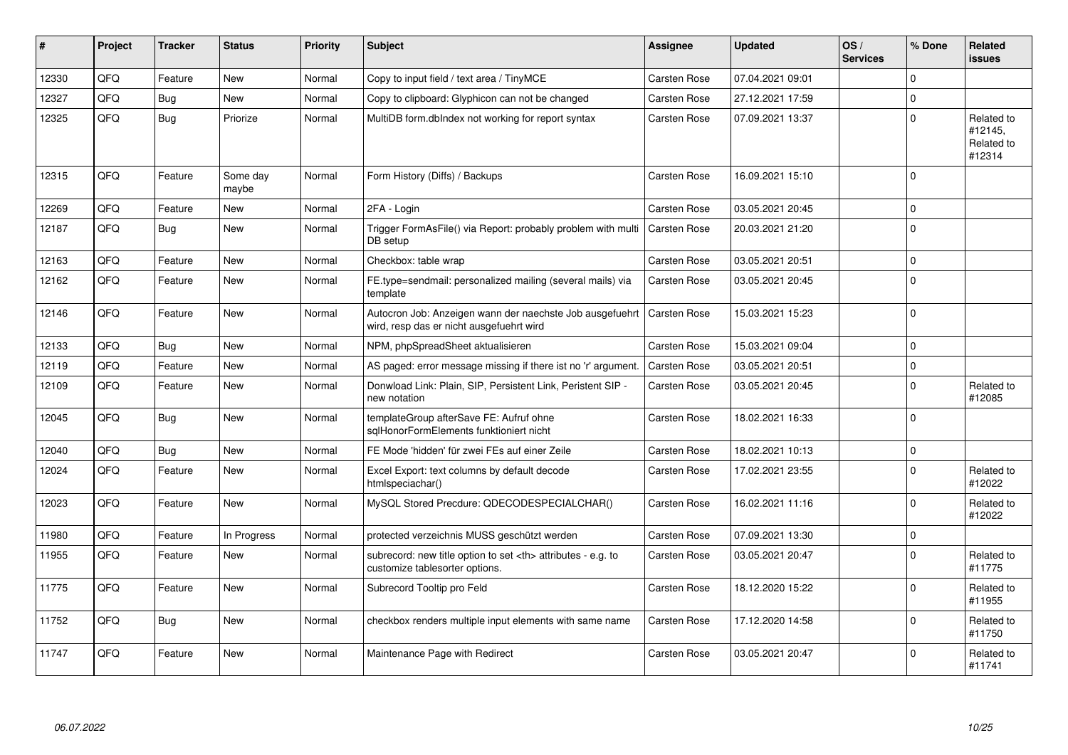| # | Project | Tracker | Status | Priority | Subject | Assignee | Updated | OS / Services | % Done | Related issues |
|---|---|---|---|---|---|---|---|---|---|---|
| 12330 | QFQ | Feature | New | Normal | Copy to input field / text area / TinyMCE | Carsten Rose | 07.04.2021 09:01 | | 0 | |
| 12327 | QFQ | Bug | New | Normal | Copy to clipboard: Glyphicon can not be changed | Carsten Rose | 27.12.2021 17:59 | | 0 | |
| 12325 | QFQ | Bug | Priorize | Normal | MultiDB form.dbIndex not working for report syntax | Carsten Rose | 07.09.2021 13:37 | | 0 | Related to #12145, Related to #12314 |
| 12315 | QFQ | Feature | Some day maybe | Normal | Form History (Diffs) / Backups | Carsten Rose | 16.09.2021 15:10 | | 0 | |
| 12269 | QFQ | Feature | New | Normal | 2FA - Login | Carsten Rose | 03.05.2021 20:45 | | 0 | |
| 12187 | QFQ | Bug | New | Normal | Trigger FormAsFile() via Report: probably problem with multi DB setup | Carsten Rose | 20.03.2021 21:20 | | 0 | |
| 12163 | QFQ | Feature | New | Normal | Checkbox: table wrap | Carsten Rose | 03.05.2021 20:51 | | 0 | |
| 12162 | QFQ | Feature | New | Normal | FE.type=sendmail: personalized mailing (several mails) via template | Carsten Rose | 03.05.2021 20:45 | | 0 | |
| 12146 | QFQ | Feature | New | Normal | Autocron Job: Anzeigen wann der naechste Job ausgefuehrt wird, resp das er nicht ausgefuehrt wird | Carsten Rose | 15.03.2021 15:23 | | 0 | |
| 12133 | QFQ | Bug | New | Normal | NPM, phpSpreadSheet aktualisieren | Carsten Rose | 15.03.2021 09:04 | | 0 | |
| 12119 | QFQ | Feature | New | Normal | AS paged: error message missing if there ist no 'r' argument. | Carsten Rose | 03.05.2021 20:51 | | 0 | |
| 12109 | QFQ | Feature | New | Normal | Donwload Link: Plain, SIP, Persistent Link, Peristent SIP - new notation | Carsten Rose | 03.05.2021 20:45 | | 0 | Related to #12085 |
| 12045 | QFQ | Bug | New | Normal | templateGroup afterSave FE: Aufruf ohne sqlHonorFormElements funktioniert nicht | Carsten Rose | 18.02.2021 16:33 | | 0 | |
| 12040 | QFQ | Bug | New | Normal | FE Mode 'hidden' für zwei FEs auf einer Zeile | Carsten Rose | 18.02.2021 10:13 | | 0 | |
| 12024 | QFQ | Feature | New | Normal | Excel Export: text columns by default decode htmlspeciachar() | Carsten Rose | 17.02.2021 23:55 | | 0 | Related to #12022 |
| 12023 | QFQ | Feature | New | Normal | MySQL Stored Precdure: QDECODESPECIALCHAR() | Carsten Rose | 16.02.2021 11:16 | | 0 | Related to #12022 |
| 11980 | QFQ | Feature | In Progress | Normal | protected verzeichnis MUSS geschützt werden | Carsten Rose | 07.09.2021 13:30 | | 0 | |
| 11955 | QFQ | Feature | New | Normal | subrecord: new title option to set <th> attributes - e.g. to customize tablesorter options. | Carsten Rose | 03.05.2021 20:47 | | 0 | Related to #11775 |
| 11775 | QFQ | Feature | New | Normal | Subrecord Tooltip pro Feld | Carsten Rose | 18.12.2020 15:22 | | 0 | Related to #11955 |
| 11752 | QFQ | Bug | New | Normal | checkbox renders multiple input elements with same name | Carsten Rose | 17.12.2020 14:58 | | 0 | Related to #11750 |
| 11747 | QFQ | Feature | New | Normal | Maintenance Page with Redirect | Carsten Rose | 03.05.2021 20:47 | | 0 | Related to #11741 |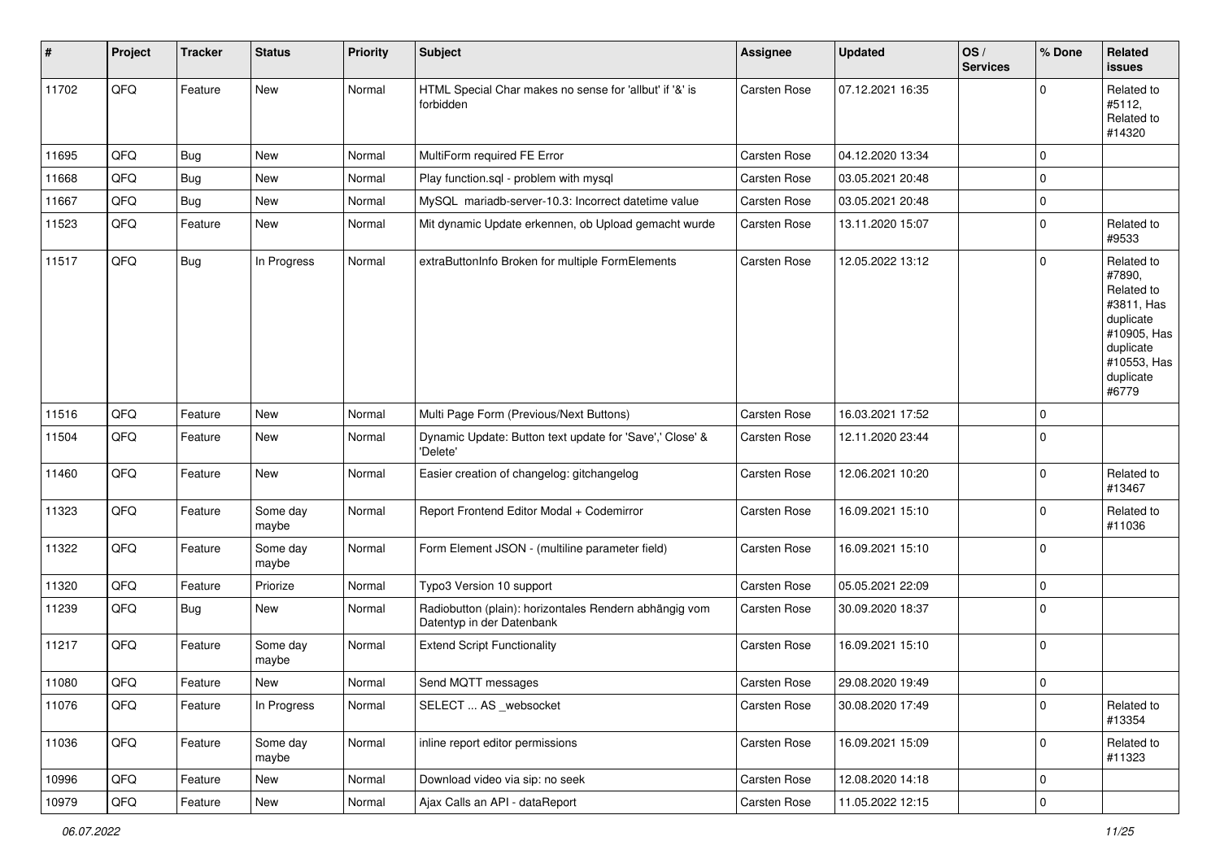| # | Project | Tracker | Status | Priority | Subject | Assignee | Updated | OS / Services | % Done | Related issues |
|---|---|---|---|---|---|---|---|---|---|---|
| 11702 | QFQ | Feature | New | Normal | HTML Special Char makes no sense for 'allbut' if '&' is forbidden | Carsten Rose | 07.12.2021 16:35 | | 0 | Related to #5112, Related to #14320 |
| 11695 | QFQ | Bug | New | Normal | MultiForm required FE Error | Carsten Rose | 04.12.2020 13:34 | | 0 | |
| 11668 | QFQ | Bug | New | Normal | Play function.sql - problem with mysql | Carsten Rose | 03.05.2021 20:48 | | 0 | |
| 11667 | QFQ | Bug | New | Normal | MySQL mariadb-server-10.3: Incorrect datetime value | Carsten Rose | 03.05.2021 20:48 | | 0 | |
| 11523 | QFQ | Feature | New | Normal | Mit dynamic Update erkennen, ob Upload gemacht wurde | Carsten Rose | 13.11.2020 15:07 | | 0 | Related to #9533 |
| 11517 | QFQ | Bug | In Progress | Normal | extraButtonInfo Broken for multiple FormElements | Carsten Rose | 12.05.2022 13:12 | | 0 | Related to #7890, Related to #3811, Has duplicate #10905, Has duplicate #10553, Has duplicate #6779 |
| 11516 | QFQ | Feature | New | Normal | Multi Page Form (Previous/Next Buttons) | Carsten Rose | 16.03.2021 17:52 | | 0 | |
| 11504 | QFQ | Feature | New | Normal | Dynamic Update: Button text update for 'Save',' Close' & 'Delete' | Carsten Rose | 12.11.2020 23:44 | | 0 | |
| 11460 | QFQ | Feature | New | Normal | Easier creation of changelog: gitchangelog | Carsten Rose | 12.06.2021 10:20 | | 0 | Related to #13467 |
| 11323 | QFQ | Feature | Some day maybe | Normal | Report Frontend Editor Modal + Codemirror | Carsten Rose | 16.09.2021 15:10 | | 0 | Related to #11036 |
| 11322 | QFQ | Feature | Some day maybe | Normal | Form Element JSON - (multiline parameter field) | Carsten Rose | 16.09.2021 15:10 | | 0 | |
| 11320 | QFQ | Feature | Priorize | Normal | Typo3 Version 10 support | Carsten Rose | 05.05.2021 22:09 | | 0 | |
| 11239 | QFQ | Bug | New | Normal | Radiobutton (plain): horizontales Rendern abhängig vom Datentyp in der Datenbank | Carsten Rose | 30.09.2020 18:37 | | 0 | |
| 11217 | QFQ | Feature | Some day maybe | Normal | Extend Script Functionality | Carsten Rose | 16.09.2021 15:10 | | 0 | |
| 11080 | QFQ | Feature | New | Normal | Send MQTT messages | Carsten Rose | 29.08.2020 19:49 | | 0 | |
| 11076 | QFQ | Feature | In Progress | Normal | SELECT ... AS _websocket | Carsten Rose | 30.08.2020 17:49 | | 0 | Related to #13354 |
| 11036 | QFQ | Feature | Some day maybe | Normal | inline report editor permissions | Carsten Rose | 16.09.2021 15:09 | | 0 | Related to #11323 |
| 10996 | QFQ | Feature | New | Normal | Download video via sip: no seek | Carsten Rose | 12.08.2020 14:18 | | 0 | |
| 10979 | QFQ | Feature | New | Normal | Ajax Calls an API - dataReport | Carsten Rose | 11.05.2022 12:15 | | 0 | |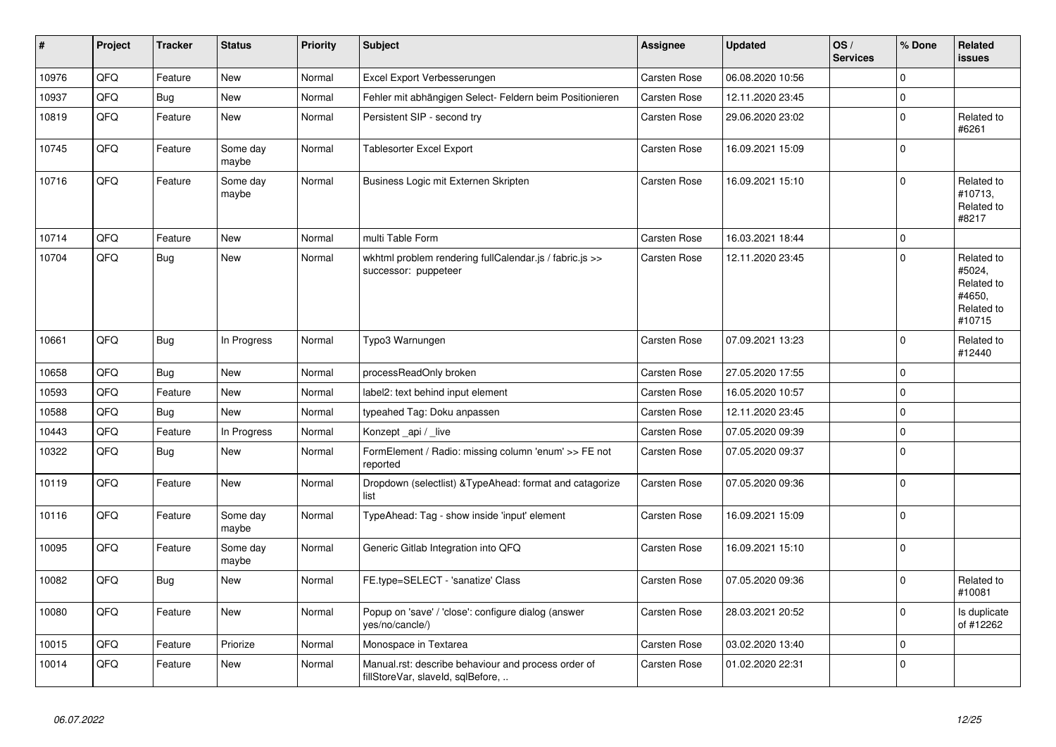| # | Project | Tracker | Status | Priority | Subject | Assignee | Updated | OS / Services | % Done | Related issues |
|---|---|---|---|---|---|---|---|---|---|---|
| 10976 | QFQ | Feature | New | Normal | Excel Export Verbesserungen | Carsten Rose | 06.08.2020 10:56 | | 0 | |
| 10937 | QFQ | Bug | New | Normal | Fehler mit abhängigen Select- Feldern beim Positionieren | Carsten Rose | 12.11.2020 23:45 | | 0 | |
| 10819 | QFQ | Feature | New | Normal | Persistent SIP - second try | Carsten Rose | 29.06.2020 23:02 | | 0 | Related to #6261 |
| 10745 | QFQ | Feature | Some day maybe | Normal | Tablesorter Excel Export | Carsten Rose | 16.09.2021 15:09 | | 0 | |
| 10716 | QFQ | Feature | Some day maybe | Normal | Business Logic mit Externen Skripten | Carsten Rose | 16.09.2021 15:10 | | 0 | Related to #10713, Related to #8217 |
| 10714 | QFQ | Feature | New | Normal | multi Table Form | Carsten Rose | 16.03.2021 18:44 | | 0 | |
| 10704 | QFQ | Bug | New | Normal | wkhtml problem rendering fullCalendar.js / fabric.js >> successor: puppeteer | Carsten Rose | 12.11.2020 23:45 | | 0 | Related to #5024, Related to #4650, Related to #10715 |
| 10661 | QFQ | Bug | In Progress | Normal | Typo3 Warnungen | Carsten Rose | 07.09.2021 13:23 | | 0 | Related to #12440 |
| 10658 | QFQ | Bug | New | Normal | processReadOnly broken | Carsten Rose | 27.05.2020 17:55 | | 0 | |
| 10593 | QFQ | Feature | New | Normal | label2: text behind input element | Carsten Rose | 16.05.2020 10:57 | | 0 | |
| 10588 | QFQ | Bug | New | Normal | typeahed Tag: Doku anpassen | Carsten Rose | 12.11.2020 23:45 | | 0 | |
| 10443 | QFQ | Feature | In Progress | Normal | Konzept _api / _live | Carsten Rose | 07.05.2020 09:39 | | 0 | |
| 10322 | QFQ | Bug | New | Normal | FormElement / Radio: missing column 'enum' >> FE not reported | Carsten Rose | 07.05.2020 09:37 | | 0 | |
| 10119 | QFQ | Feature | New | Normal | Dropdown (selectlist) &TypeAhead: format and catagorize list | Carsten Rose | 07.05.2020 09:36 | | 0 | |
| 10116 | QFQ | Feature | Some day maybe | Normal | TypeAhead: Tag - show inside 'input' element | Carsten Rose | 16.09.2021 15:09 | | 0 | |
| 10095 | QFQ | Feature | Some day maybe | Normal | Generic Gitlab Integration into QFQ | Carsten Rose | 16.09.2021 15:10 | | 0 | |
| 10082 | QFQ | Bug | New | Normal | FE.type=SELECT - 'sanatize' Class | Carsten Rose | 07.05.2020 09:36 | | 0 | Related to #10081 |
| 10080 | QFQ | Feature | New | Normal | Popup on 'save' / 'close': configure dialog (answer yes/no/cancle/) | Carsten Rose | 28.03.2021 20:52 | | 0 | Is duplicate of #12262 |
| 10015 | QFQ | Feature | Priorize | Normal | Monospace in Textarea | Carsten Rose | 03.02.2020 13:40 | | 0 | |
| 10014 | QFQ | Feature | New | Normal | Manual.rst: describe behaviour and process order of fillStoreVar, slaveId, sqlBefore, .. | Carsten Rose | 01.02.2020 22:31 | | 0 | |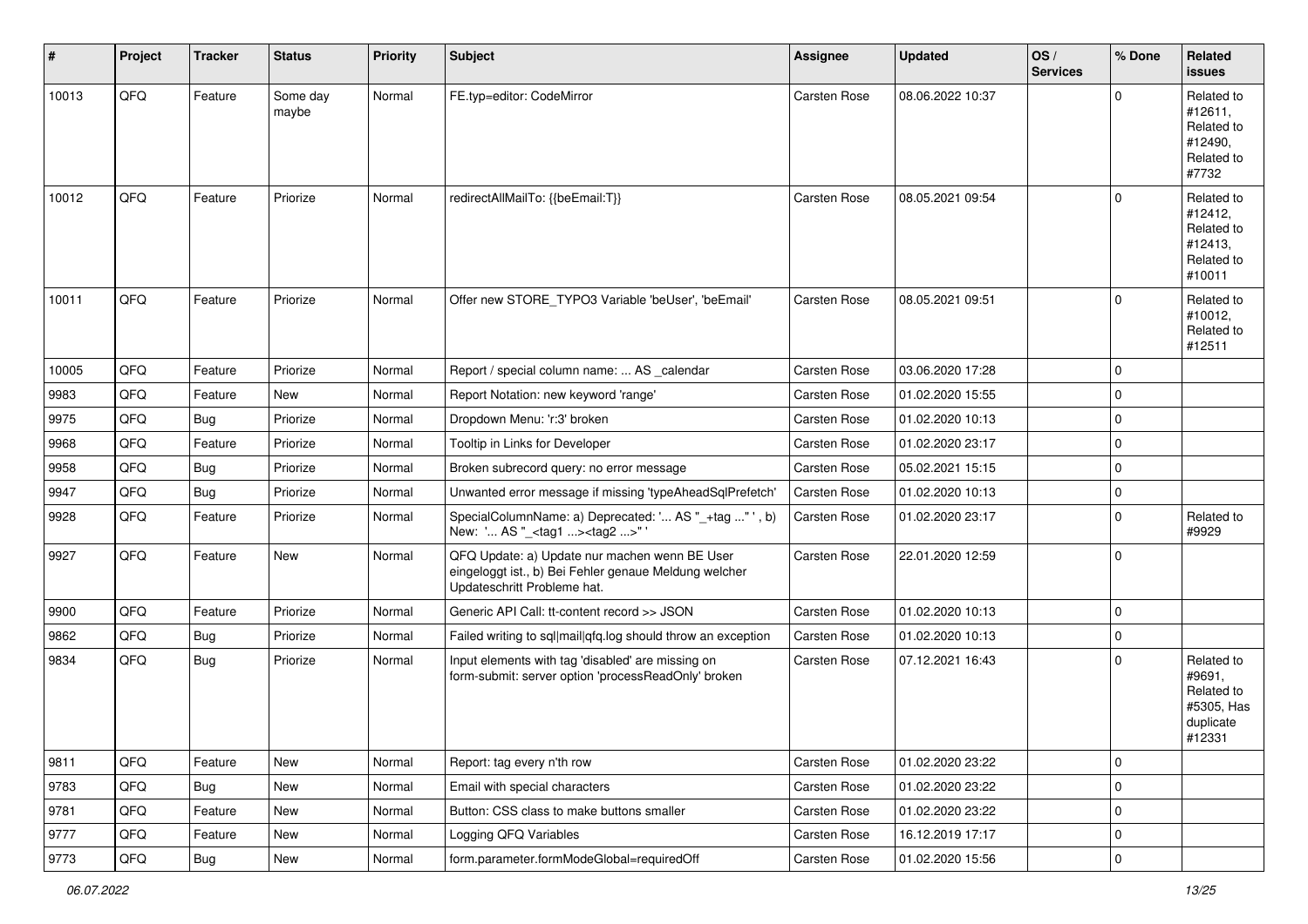| # | Project | Tracker | Status | Priority | Subject | Assignee | Updated | OS / Services | % Done | Related issues |
|---|---|---|---|---|---|---|---|---|---|---|
| 10013 | QFQ | Feature | Some day maybe | Normal | FE.typ=editor: CodeMirror | Carsten Rose | 08.06.2022 10:37 | | 0 | Related to #12611, Related to #12490, Related to #7732 |
| 10012 | QFQ | Feature | Priorize | Normal | redirectAllMailTo: {{beEmail:T}} | Carsten Rose | 08.05.2021 09:54 | | 0 | Related to #12412, Related to #12413, Related to #10011 |
| 10011 | QFQ | Feature | Priorize | Normal | Offer new STORE_TYPO3 Variable 'beUser', 'beEmail' | Carsten Rose | 08.05.2021 09:51 | | 0 | Related to #10012, Related to #12511 |
| 10005 | QFQ | Feature | Priorize | Normal | Report / special column name: ... AS _calendar | Carsten Rose | 03.06.2020 17:28 | | 0 | |
| 9983 | QFQ | Feature | New | Normal | Report Notation: new keyword 'range' | Carsten Rose | 01.02.2020 15:55 | | 0 | |
| 9975 | QFQ | Bug | Priorize | Normal | Dropdown Menu: 'r:3' broken | Carsten Rose | 01.02.2020 10:13 | | 0 | |
| 9968 | QFQ | Feature | Priorize | Normal | Tooltip in Links for Developer | Carsten Rose | 01.02.2020 23:17 | | 0 | |
| 9958 | QFQ | Bug | Priorize | Normal | Broken subrecord query: no error message | Carsten Rose | 05.02.2021 15:15 | | 0 | |
| 9947 | QFQ | Bug | Priorize | Normal | Unwanted error message if missing 'typeAheadSqlPrefetch' | Carsten Rose | 01.02.2020 10:13 | | 0 | |
| 9928 | QFQ | Feature | Priorize | Normal | SpecialColumnName: a) Deprecated: '... AS "_+tag ..." ', b) New: '... AS "_<tag1 ...><tag2 ...>" ' | Carsten Rose | 01.02.2020 23:17 | | 0 | Related to #9929 |
| 9927 | QFQ | Feature | New | Normal | QFQ Update: a) Update nur machen wenn BE User eingeloggt ist., b) Bei Fehler genaue Meldung welcher Updateschritt Probleme hat. | Carsten Rose | 22.01.2020 12:59 | | 0 | |
| 9900 | QFQ | Feature | Priorize | Normal | Generic API Call: tt-content record >> JSON | Carsten Rose | 01.02.2020 10:13 | | 0 | |
| 9862 | QFQ | Bug | Priorize | Normal | Failed writing to sql\|mail\|qfq.log should throw an exception | Carsten Rose | 01.02.2020 10:13 | | 0 | |
| 9834 | QFQ | Bug | Priorize | Normal | Input elements with tag 'disabled' are missing on form-submit: server option 'processReadOnly' broken | Carsten Rose | 07.12.2021 16:43 | | 0 | Related to #9691, Related to #5305, Has duplicate #12331 |
| 9811 | QFQ | Feature | New | Normal | Report: tag every n'th row | Carsten Rose | 01.02.2020 23:22 | | 0 | |
| 9783 | QFQ | Bug | New | Normal | Email with special characters | Carsten Rose | 01.02.2020 23:22 | | 0 | |
| 9781 | QFQ | Feature | New | Normal | Button: CSS class to make buttons smaller | Carsten Rose | 01.02.2020 23:22 | | 0 | |
| 9777 | QFQ | Feature | New | Normal | Logging QFQ Variables | Carsten Rose | 16.12.2019 17:17 | | 0 | |
| 9773 | QFQ | Bug | New | Normal | form.parameter.formModeGlobal=requiredOff | Carsten Rose | 01.02.2020 15:56 | | 0 | |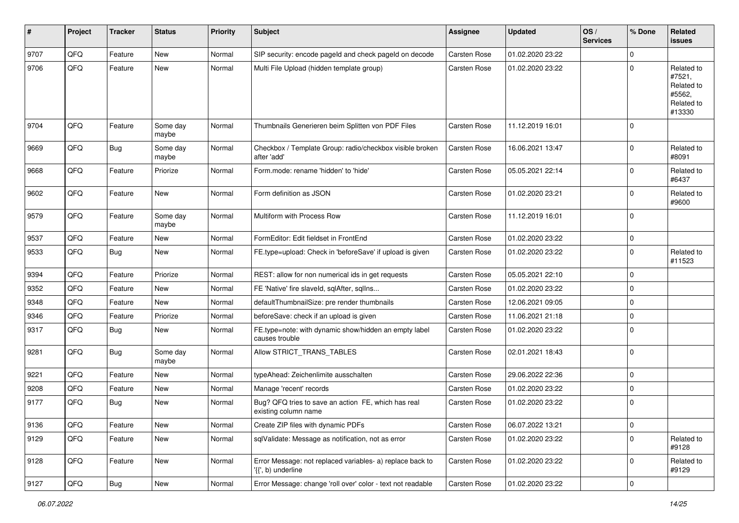| # | Project | Tracker | Status | Priority | Subject | Assignee | Updated | OS / Services | % Done | Related issues |
|---|---|---|---|---|---|---|---|---|---|---|
| 9707 | QFQ | Feature | New | Normal | SIP security: encode pageId and check pageId on decode | Carsten Rose | 01.02.2020 23:22 | | 0 | |
| 9706 | QFQ | Feature | New | Normal | Multi File Upload (hidden template group) | Carsten Rose | 01.02.2020 23:22 | | 0 | Related to #7521, Related to #5562, Related to #13330 |
| 9704 | QFQ | Feature | Some day maybe | Normal | Thumbnails Generieren beim Splitten von PDF Files | Carsten Rose | 11.12.2019 16:01 | | 0 | |
| 9669 | QFQ | Bug | Some day maybe | Normal | Checkbox / Template Group: radio/checkbox visible broken after 'add' | Carsten Rose | 16.06.2021 13:47 | | 0 | Related to #8091 |
| 9668 | QFQ | Feature | Priorize | Normal | Form.mode: rename 'hidden' to 'hide' | Carsten Rose | 05.05.2021 22:14 | | 0 | Related to #6437 |
| 9602 | QFQ | Feature | New | Normal | Form definition as JSON | Carsten Rose | 01.02.2020 23:21 | | 0 | Related to #9600 |
| 9579 | QFQ | Feature | Some day maybe | Normal | Multiform with Process Row | Carsten Rose | 11.12.2019 16:01 | | 0 | |
| 9537 | QFQ | Feature | New | Normal | FormEditor: Edit fieldset in FrontEnd | Carsten Rose | 01.02.2020 23:22 | | 0 | |
| 9533 | QFQ | Bug | New | Normal | FE.type=upload: Check in 'beforeSave' if upload is given | Carsten Rose | 01.02.2020 23:22 | | 0 | Related to #11523 |
| 9394 | QFQ | Feature | Priorize | Normal | REST: allow for non numerical ids in get requests | Carsten Rose | 05.05.2021 22:10 | | 0 | |
| 9352 | QFQ | Feature | New | Normal | FE 'Native' fire slaveId, sqlAfter, sqlIns... | Carsten Rose | 01.02.2020 23:22 | | 0 | |
| 9348 | QFQ | Feature | New | Normal | defaultThumbnailSize: pre render thumbnails | Carsten Rose | 12.06.2021 09:05 | | 0 | |
| 9346 | QFQ | Feature | Priorize | Normal | beforeSave: check if an upload is given | Carsten Rose | 11.06.2021 21:18 | | 0 | |
| 9317 | QFQ | Bug | New | Normal | FE.type=note: with dynamic show/hidden an empty label causes trouble | Carsten Rose | 01.02.2020 23:22 | | 0 | |
| 9281 | QFQ | Bug | Some day maybe | Normal | Allow STRICT_TRANS_TABLES | Carsten Rose | 02.01.2021 18:43 | | 0 | |
| 9221 | QFQ | Feature | New | Normal | typeAhead: Zeichenlimite ausschalten | Carsten Rose | 29.06.2022 22:36 | | 0 | |
| 9208 | QFQ | Feature | New | Normal | Manage 'recent' records | Carsten Rose | 01.02.2020 23:22 | | 0 | |
| 9177 | QFQ | Bug | New | Normal | Bug? QFQ tries to save an action FE, which has real existing column name | Carsten Rose | 01.02.2020 23:22 | | 0 | |
| 9136 | QFQ | Feature | New | Normal | Create ZIP files with dynamic PDFs | Carsten Rose | 06.07.2022 13:21 | | 0 | |
| 9129 | QFQ | Feature | New | Normal | sqlValidate: Message as notification, not as error | Carsten Rose | 01.02.2020 23:22 | | 0 | Related to #9128 |
| 9128 | QFQ | Feature | New | Normal | Error Message: not replaced variables- a) replace back to '{{', b) underline | Carsten Rose | 01.02.2020 23:22 | | 0 | Related to #9129 |
| 9127 | QFQ | Bug | New | Normal | Error Message: change 'roll over' color - text not readable | Carsten Rose | 01.02.2020 23:22 | | 0 | |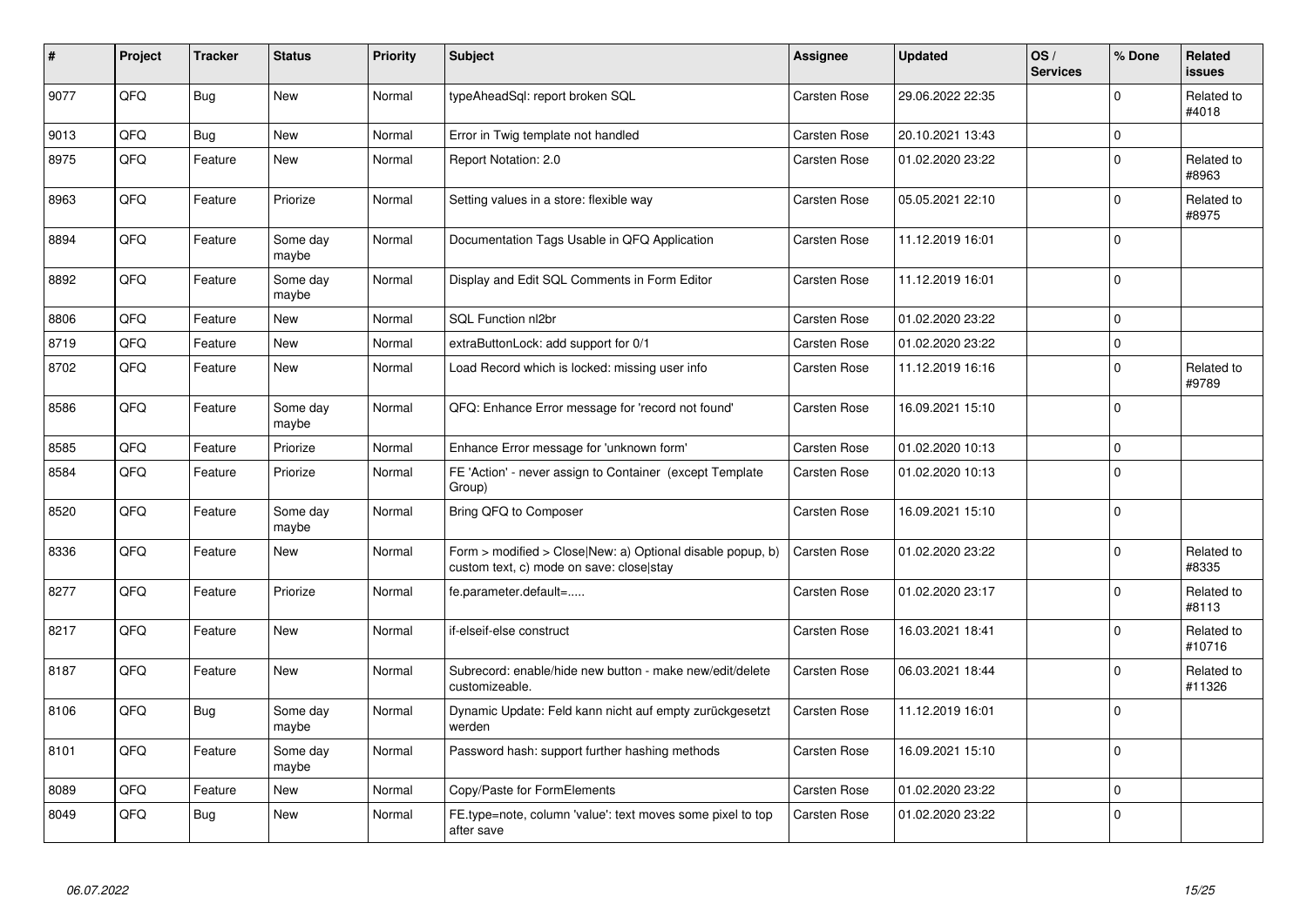| # | Project | Tracker | Status | Priority | Subject | Assignee | Updated | OS / Services | % Done | Related issues |
|---|---|---|---|---|---|---|---|---|---|---|
| 9077 | QFQ | Bug | New | Normal | typeAheadSql: report broken SQL | Carsten Rose | 29.06.2022 22:35 | | 0 | Related to #4018 |
| 9013 | QFQ | Bug | New | Normal | Error in Twig template not handled | Carsten Rose | 20.10.2021 13:43 | | 0 | |
| 8975 | QFQ | Feature | New | Normal | Report Notation: 2.0 | Carsten Rose | 01.02.2020 23:22 | | 0 | Related to #8963 |
| 8963 | QFQ | Feature | Priorize | Normal | Setting values in a store: flexible way | Carsten Rose | 05.05.2021 22:10 | | 0 | Related to #8975 |
| 8894 | QFQ | Feature | Some day maybe | Normal | Documentation Tags Usable in QFQ Application | Carsten Rose | 11.12.2019 16:01 | | 0 | |
| 8892 | QFQ | Feature | Some day maybe | Normal | Display and Edit SQL Comments in Form Editor | Carsten Rose | 11.12.2019 16:01 | | 0 | |
| 8806 | QFQ | Feature | New | Normal | SQL Function nl2br | Carsten Rose | 01.02.2020 23:22 | | 0 | |
| 8719 | QFQ | Feature | New | Normal | extraButtonLock: add support for 0/1 | Carsten Rose | 01.02.2020 23:22 | | 0 | |
| 8702 | QFQ | Feature | New | Normal | Load Record which is locked: missing user info | Carsten Rose | 11.12.2019 16:16 | | 0 | Related to #9789 |
| 8586 | QFQ | Feature | Some day maybe | Normal | QFQ: Enhance Error message for 'record not found' | Carsten Rose | 16.09.2021 15:10 | | 0 | |
| 8585 | QFQ | Feature | Priorize | Normal | Enhance Error message for 'unknown form' | Carsten Rose | 01.02.2020 10:13 | | 0 | |
| 8584 | QFQ | Feature | Priorize | Normal | FE 'Action' - never assign to Container (except Template Group) | Carsten Rose | 01.02.2020 10:13 | | 0 | |
| 8520 | QFQ | Feature | Some day maybe | Normal | Bring QFQ to Composer | Carsten Rose | 16.09.2021 15:10 | | 0 | |
| 8336 | QFQ | Feature | New | Normal | Form > modified > Close\|New: a) Optional disable popup, b) custom text, c) mode on save: close\|stay | Carsten Rose | 01.02.2020 23:22 | | 0 | Related to #8335 |
| 8277 | QFQ | Feature | Priorize | Normal | fe.parameter.default=..... | Carsten Rose | 01.02.2020 23:17 | | 0 | Related to #8113 |
| 8217 | QFQ | Feature | New | Normal | if-elseif-else construct | Carsten Rose | 16.03.2021 18:41 | | 0 | Related to #10716 |
| 8187 | QFQ | Feature | New | Normal | Subrecord: enable/hide new button - make new/edit/delete customizeable. | Carsten Rose | 06.03.2021 18:44 | | 0 | Related to #11326 |
| 8106 | QFQ | Bug | Some day maybe | Normal | Dynamic Update: Feld kann nicht auf empty zurückgesetzt werden | Carsten Rose | 11.12.2019 16:01 | | 0 | |
| 8101 | QFQ | Feature | Some day maybe | Normal | Password hash: support further hashing methods | Carsten Rose | 16.09.2021 15:10 | | 0 | |
| 8089 | QFQ | Feature | New | Normal | Copy/Paste for FormElements | Carsten Rose | 01.02.2020 23:22 | | 0 | |
| 8049 | QFQ | Bug | New | Normal | FE.type=note, column 'value': text moves some pixel to top after save | Carsten Rose | 01.02.2020 23:22 | | 0 | |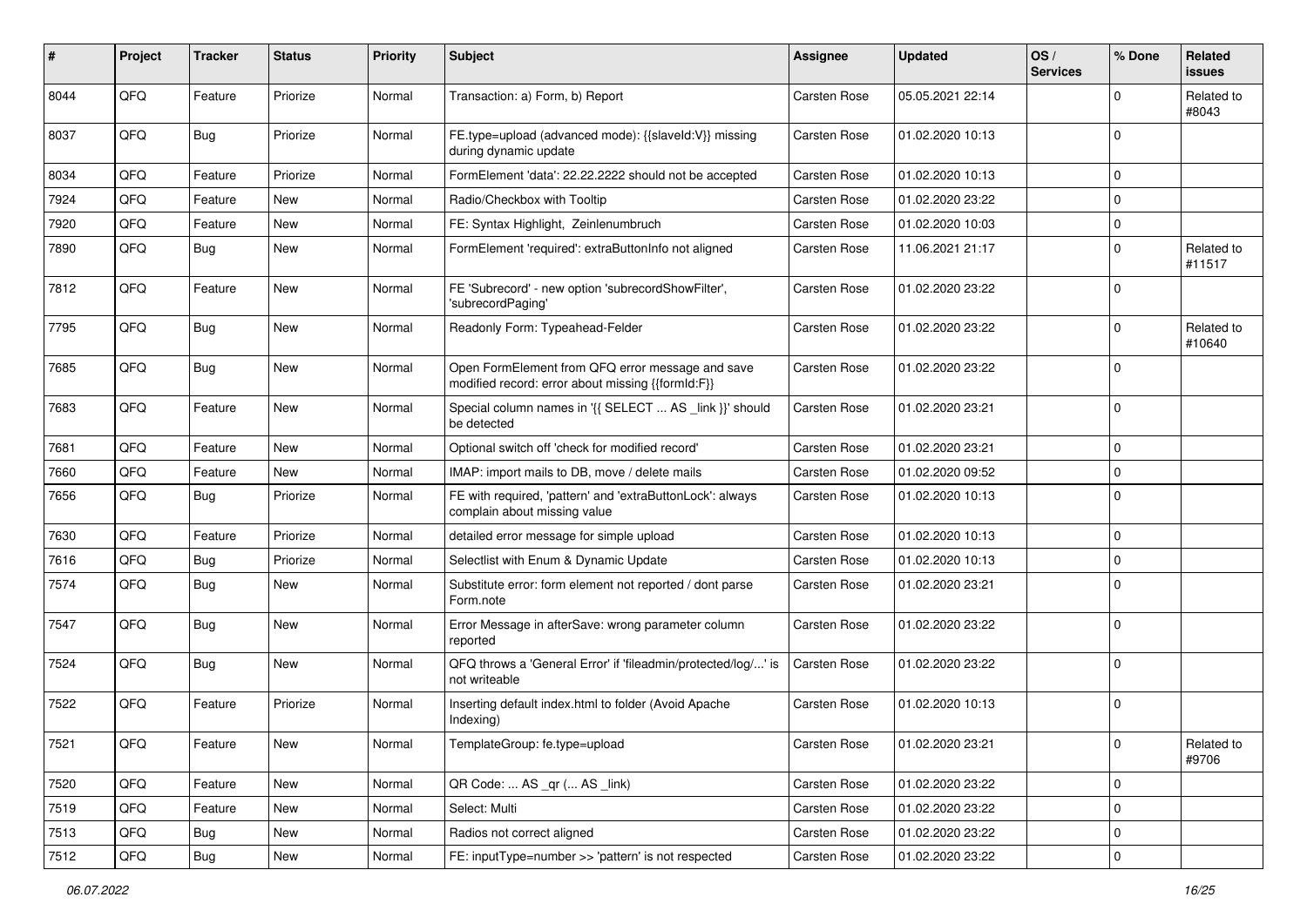| # | Project | Tracker | Status | Priority | Subject | Assignee | Updated | OS / Services | % Done | Related issues |
|---|---|---|---|---|---|---|---|---|---|---|
| 8044 | QFQ | Feature | Priorize | Normal | Transaction: a) Form, b) Report | Carsten Rose | 05.05.2021 22:14 | | 0 | Related to #8043 |
| 8037 | QFQ | Bug | Priorize | Normal | FE.type=upload (advanced mode): {{slaveId:V}} missing during dynamic update | Carsten Rose | 01.02.2020 10:13 | | 0 | |
| 8034 | QFQ | Feature | Priorize | Normal | FormElement 'data': 22.22.2222 should not be accepted | Carsten Rose | 01.02.2020 10:13 | | 0 | |
| 7924 | QFQ | Feature | New | Normal | Radio/Checkbox with Tooltip | Carsten Rose | 01.02.2020 23:22 | | 0 | |
| 7920 | QFQ | Feature | New | Normal | FE: Syntax Highlight, Zeinlenumbruch | Carsten Rose | 01.02.2020 10:03 | | 0 | |
| 7890 | QFQ | Bug | New | Normal | FormElement 'required': extraButtonInfo not aligned | Carsten Rose | 11.06.2021 21:17 | | 0 | Related to #11517 |
| 7812 | QFQ | Feature | New | Normal | FE 'Subrecord' - new option 'subrecordShowFilter', 'subrecordPaging' | Carsten Rose | 01.02.2020 23:22 | | 0 | |
| 7795 | QFQ | Bug | New | Normal | Readonly Form: Typeahead-Felder | Carsten Rose | 01.02.2020 23:22 | | 0 | Related to #10640 |
| 7685 | QFQ | Bug | New | Normal | Open FormElement from QFQ error message and save modified record: error about missing {{formId:F}} | Carsten Rose | 01.02.2020 23:22 | | 0 | |
| 7683 | QFQ | Feature | New | Normal | Special column names in '{{ SELECT ... AS _link }}' should be detected | Carsten Rose | 01.02.2020 23:21 | | 0 | |
| 7681 | QFQ | Feature | New | Normal | Optional switch off 'check for modified record' | Carsten Rose | 01.02.2020 23:21 | | 0 | |
| 7660 | QFQ | Feature | New | Normal | IMAP: import mails to DB, move / delete mails | Carsten Rose | 01.02.2020 09:52 | | 0 | |
| 7656 | QFQ | Bug | Priorize | Normal | FE with required, 'pattern' and 'extraButtonLock': always complain about missing value | Carsten Rose | 01.02.2020 10:13 | | 0 | |
| 7630 | QFQ | Feature | Priorize | Normal | detailed error message for simple upload | Carsten Rose | 01.02.2020 10:13 | | 0 | |
| 7616 | QFQ | Bug | Priorize | Normal | Selectlist with Enum & Dynamic Update | Carsten Rose | 01.02.2020 10:13 | | 0 | |
| 7574 | QFQ | Bug | New | Normal | Substitute error: form element not reported / dont parse Form.note | Carsten Rose | 01.02.2020 23:21 | | 0 | |
| 7547 | QFQ | Bug | New | Normal | Error Message in afterSave: wrong parameter column reported | Carsten Rose | 01.02.2020 23:22 | | 0 | |
| 7524 | QFQ | Bug | New | Normal | QFQ throws a 'General Error' if 'fileadmin/protected/log/...' is not writeable | Carsten Rose | 01.02.2020 23:22 | | 0 | |
| 7522 | QFQ | Feature | Priorize | Normal | Inserting default index.html to folder (Avoid Apache Indexing) | Carsten Rose | 01.02.2020 10:13 | | 0 | |
| 7521 | QFQ | Feature | New | Normal | TemplateGroup: fe.type=upload | Carsten Rose | 01.02.2020 23:21 | | 0 | Related to #9706 |
| 7520 | QFQ | Feature | New | Normal | QR Code: ... AS _qr ( ... AS _link) | Carsten Rose | 01.02.2020 23:22 | | 0 | |
| 7519 | QFQ | Feature | New | Normal | Select: Multi | Carsten Rose | 01.02.2020 23:22 | | 0 | |
| 7513 | QFQ | Bug | New | Normal | Radios not correct aligned | Carsten Rose | 01.02.2020 23:22 | | 0 | |
| 7512 | QFQ | Bug | New | Normal | FE: inputType=number >> 'pattern' is not respected | Carsten Rose | 01.02.2020 23:22 | | 0 | |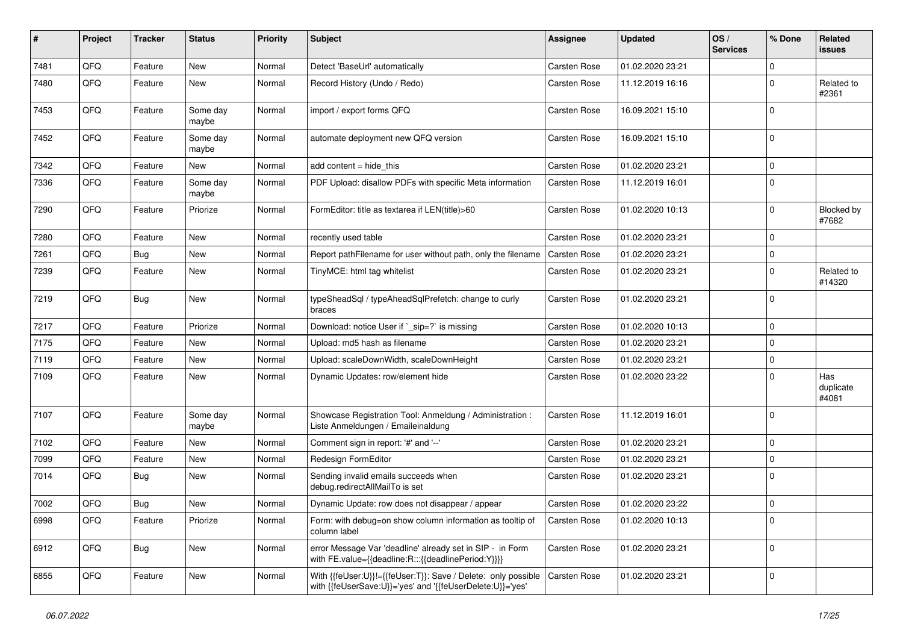| # | Project | Tracker | Status | Priority | Subject | Assignee | Updated | OS / Services | % Done | Related issues |
|---|---|---|---|---|---|---|---|---|---|---|
| 7481 | QFQ | Feature | New | Normal | Detect 'BaseUrl' automatically | Carsten Rose | 01.02.2020 23:21 | | 0 | |
| 7480 | QFQ | Feature | New | Normal | Record History (Undo / Redo) | Carsten Rose | 11.12.2019 16:16 | | 0 | Related to #2361 |
| 7453 | QFQ | Feature | Some day maybe | Normal | import / export forms QFQ | Carsten Rose | 16.09.2021 15:10 | | 0 | |
| 7452 | QFQ | Feature | Some day maybe | Normal | automate deployment new QFQ version | Carsten Rose | 16.09.2021 15:10 | | 0 | |
| 7342 | QFQ | Feature | New | Normal | add content = hide_this | Carsten Rose | 01.02.2020 23:21 | | 0 | |
| 7336 | QFQ | Feature | Some day maybe | Normal | PDF Upload: disallow PDFs with specific Meta information | Carsten Rose | 11.12.2019 16:01 | | 0 | |
| 7290 | QFQ | Feature | Priorize | Normal | FormEditor: title as textarea if LEN(title)>60 | Carsten Rose | 01.02.2020 10:13 | | 0 | Blocked by #7682 |
| 7280 | QFQ | Feature | New | Normal | recently used table | Carsten Rose | 01.02.2020 23:21 | | 0 | |
| 7261 | QFQ | Bug | New | Normal | Report pathFilename for user without path, only the filename | Carsten Rose | 01.02.2020 23:21 | | 0 | |
| 7239 | QFQ | Feature | New | Normal | TinyMCE: html tag whitelist | Carsten Rose | 01.02.2020 23:21 | | 0 | Related to #14320 |
| 7219 | QFQ | Bug | New | Normal | typeSheadSql / typeAheadSqlPrefetch: change to curly braces | Carsten Rose | 01.02.2020 23:21 | | 0 | |
| 7217 | QFQ | Feature | Priorize | Normal | Download: notice User if `_sip=?` is missing | Carsten Rose | 01.02.2020 10:13 | | 0 | |
| 7175 | QFQ | Feature | New | Normal | Upload: md5 hash as filename | Carsten Rose | 01.02.2020 23:21 | | 0 | |
| 7119 | QFQ | Feature | New | Normal | Upload: scaleDownWidth, scaleDownHeight | Carsten Rose | 01.02.2020 23:21 | | 0 | |
| 7109 | QFQ | Feature | New | Normal | Dynamic Updates: row/element hide | Carsten Rose | 01.02.2020 23:22 | | 0 | Has duplicate #4081 |
| 7107 | QFQ | Feature | Some day maybe | Normal | Showcase Registration Tool: Anmeldung / Administration : Liste Anmeldungen / Emaileinaldung | Carsten Rose | 11.12.2019 16:01 | | 0 | |
| 7102 | QFQ | Feature | New | Normal | Comment sign in report: '#' and '--' | Carsten Rose | 01.02.2020 23:21 | | 0 | |
| 7099 | QFQ | Feature | New | Normal | Redesign FormEditor | Carsten Rose | 01.02.2020 23:21 | | 0 | |
| 7014 | QFQ | Bug | New | Normal | Sending invalid emails succeeds when debug.redirectAllMailTo is set | Carsten Rose | 01.02.2020 23:21 | | 0 | |
| 7002 | QFQ | Bug | New | Normal | Dynamic Update: row does not disappear / appear | Carsten Rose | 01.02.2020 23:22 | | 0 | |
| 6998 | QFQ | Feature | Priorize | Normal | Form: with debug=on show column information as tooltip of column label | Carsten Rose | 01.02.2020 10:13 | | 0 | |
| 6912 | QFQ | Bug | New | Normal | error Message Var 'deadline' already set in SIP - in Form with FE.value={{deadline:R:::{{deadlinePeriod:Y}}}} | Carsten Rose | 01.02.2020 23:21 | | 0 | |
| 6855 | QFQ | Feature | New | Normal | With {{feUser:U}}!={{feUser:T}}: Save / Delete: only possible with {{feUserSave:U}}='yes' and '{{feUserDelete:U}}='yes' | Carsten Rose | 01.02.2020 23:21 | | 0 | |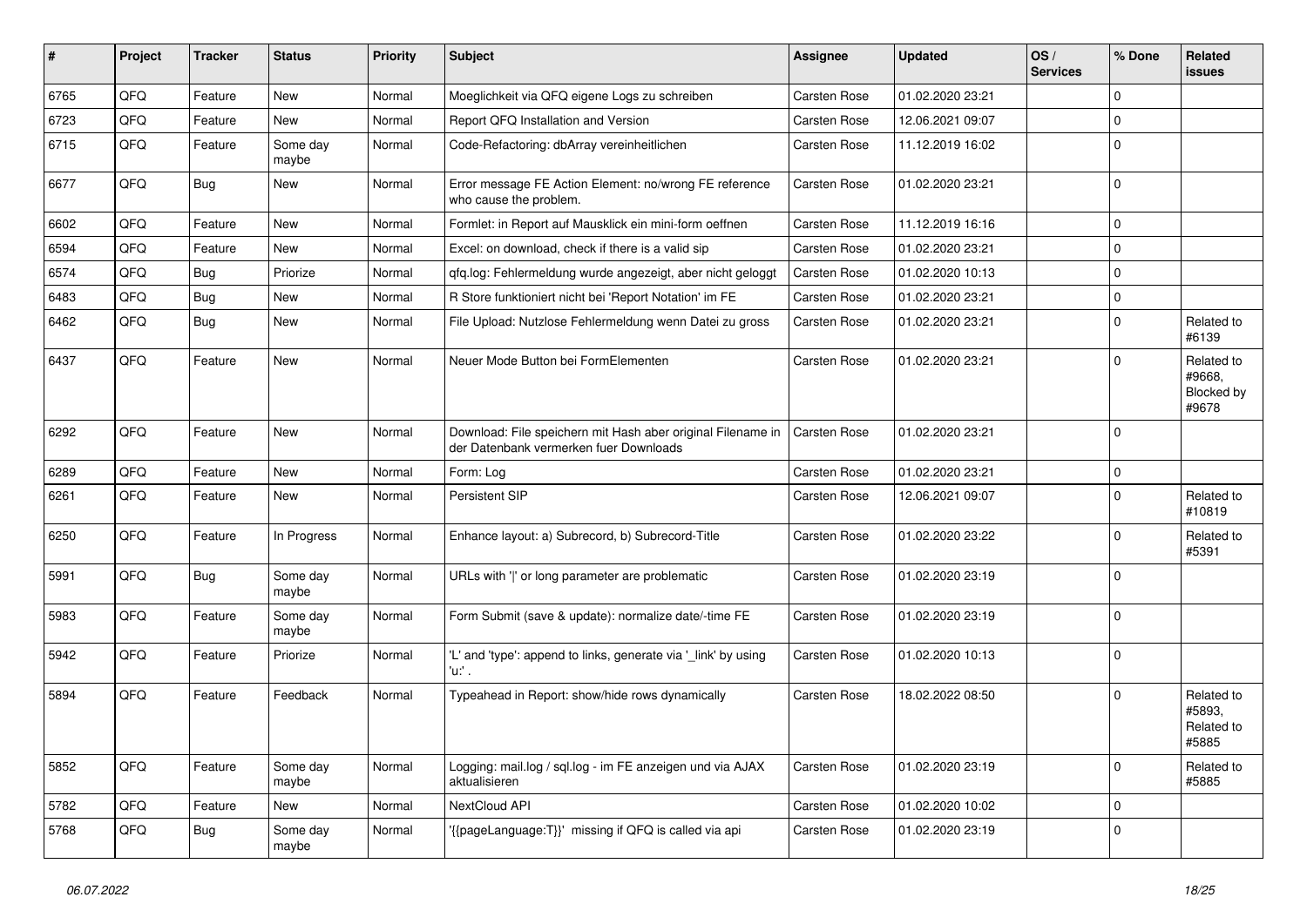| # | Project | Tracker | Status | Priority | Subject | Assignee | Updated | OS / Services | % Done | Related issues |
|---|---|---|---|---|---|---|---|---|---|---|
| 6765 | QFQ | Feature | New | Normal | Moeglichkeit via QFQ eigene Logs zu schreiben | Carsten Rose | 01.02.2020 23:21 | | 0 | |
| 6723 | QFQ | Feature | New | Normal | Report QFQ Installation and Version | Carsten Rose | 12.06.2021 09:07 | | 0 | |
| 6715 | QFQ | Feature | Some day maybe | Normal | Code-Refactoring: dbArray vereinheitlichen | Carsten Rose | 11.12.2019 16:02 | | 0 | |
| 6677 | QFQ | Bug | New | Normal | Error message FE Action Element: no/wrong FE reference who cause the problem. | Carsten Rose | 01.02.2020 23:21 | | 0 | |
| 6602 | QFQ | Feature | New | Normal | Formlet: in Report auf Mausklick ein mini-form oeffnen | Carsten Rose | 11.12.2019 16:16 | | 0 | |
| 6594 | QFQ | Feature | New | Normal | Excel: on download, check if there is a valid sip | Carsten Rose | 01.02.2020 23:21 | | 0 | |
| 6574 | QFQ | Bug | Priorize | Normal | qfq.log: Fehlermeldung wurde angezeigt, aber nicht geloggt | Carsten Rose | 01.02.2020 10:13 | | 0 | |
| 6483 | QFQ | Bug | New | Normal | R Store funktioniert nicht bei 'Report Notation' im FE | Carsten Rose | 01.02.2020 23:21 | | 0 | |
| 6462 | QFQ | Bug | New | Normal | File Upload: Nutzlose Fehlermeldung wenn Datei zu gross | Carsten Rose | 01.02.2020 23:21 | | 0 | Related to #6139 |
| 6437 | QFQ | Feature | New | Normal | Neuer Mode Button bei FormElementen | Carsten Rose | 01.02.2020 23:21 | | 0 | Related to #9668, Blocked by #9678 |
| 6292 | QFQ | Feature | New | Normal | Download: File speichern mit Hash aber original Filename in der Datenbank vermerken fuer Downloads | Carsten Rose | 01.02.2020 23:21 | | 0 | |
| 6289 | QFQ | Feature | New | Normal | Form: Log | Carsten Rose | 01.02.2020 23:21 | | 0 | |
| 6261 | QFQ | Feature | New | Normal | Persistent SIP | Carsten Rose | 12.06.2021 09:07 | | 0 | Related to #10819 |
| 6250 | QFQ | Feature | In Progress | Normal | Enhance layout: a) Subrecord, b) Subrecord-Title | Carsten Rose | 01.02.2020 23:22 | | 0 | Related to #5391 |
| 5991 | QFQ | Bug | Some day maybe | Normal | URLs with ' ' or long parameter are problematic | Carsten Rose | 01.02.2020 23:19 | | 0 | |
| 5983 | QFQ | Feature | Some day maybe | Normal | Form Submit (save & update): normalize date/-time FE | Carsten Rose | 01.02.2020 23:19 | | 0 | |
| 5942 | QFQ | Feature | Priorize | Normal | 'L' and 'type': append to links, generate via '_link' by using 'u:' . | Carsten Rose | 01.02.2020 10:13 | | 0 | |
| 5894 | QFQ | Feature | Feedback | Normal | Typeahead in Report: show/hide rows dynamically | Carsten Rose | 18.02.2022 08:50 | | 0 | Related to #5893, Related to #5885 |
| 5852 | QFQ | Feature | Some day maybe | Normal | Logging: mail.log / sql.log - im FE anzeigen und via AJAX aktualisieren | Carsten Rose | 01.02.2020 23:19 | | 0 | Related to #5885 |
| 5782 | QFQ | Feature | New | Normal | NextCloud API | Carsten Rose | 01.02.2020 10:02 | | 0 | |
| 5768 | QFQ | Bug | Some day maybe | Normal | '{{pageLanguage:T}}' missing if QFQ is called via api | Carsten Rose | 01.02.2020 23:19 | | 0 | |

*06.07.2022*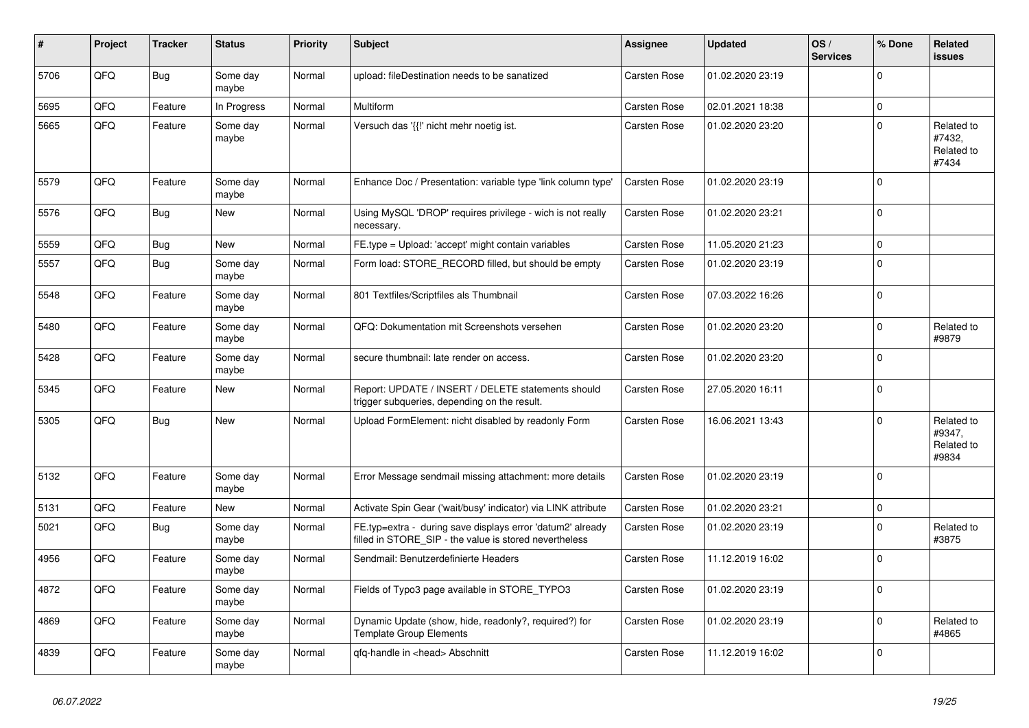| # | Project | Tracker | Status | Priority | Subject | Assignee | Updated | OS / Services | % Done | Related issues |
|---|---|---|---|---|---|---|---|---|---|---|
| 5706 | QFQ | Bug | Some day maybe | Normal | upload: fileDestination needs to be sanatized | Carsten Rose | 01.02.2020 23:19 | | 0 | |
| 5695 | QFQ | Feature | In Progress | Normal | Multiform | Carsten Rose | 02.01.2021 18:38 | | 0 | |
| 5665 | QFQ | Feature | Some day maybe | Normal | Versuch das '{{!' nicht mehr noetig ist. | Carsten Rose | 01.02.2020 23:20 | | 0 | Related to #7432, Related to #7434 |
| 5579 | QFQ | Feature | Some day maybe | Normal | Enhance Doc / Presentation: variable type 'link column type' | Carsten Rose | 01.02.2020 23:19 | | 0 | |
| 5576 | QFQ | Bug | New | Normal | Using MySQL 'DROP' requires privilege - wich is not really necessary. | Carsten Rose | 01.02.2020 23:21 | | 0 | |
| 5559 | QFQ | Bug | New | Normal | FE.type = Upload: 'accept' might contain variables | Carsten Rose | 11.05.2020 21:23 | | 0 | |
| 5557 | QFQ | Bug | Some day maybe | Normal | Form load: STORE_RECORD filled, but should be empty | Carsten Rose | 01.02.2020 23:19 | | 0 | |
| 5548 | QFQ | Feature | Some day maybe | Normal | 801 Textfiles/Scriptfiles als Thumbnail | Carsten Rose | 07.03.2022 16:26 | | 0 | |
| 5480 | QFQ | Feature | Some day maybe | Normal | QFQ: Dokumentation mit Screenshots versehen | Carsten Rose | 01.02.2020 23:20 | | 0 | Related to #9879 |
| 5428 | QFQ | Feature | Some day maybe | Normal | secure thumbnail: late render on access. | Carsten Rose | 01.02.2020 23:20 | | 0 | |
| 5345 | QFQ | Feature | New | Normal | Report: UPDATE / INSERT / DELETE statements should trigger subqueries, depending on the result. | Carsten Rose | 27.05.2020 16:11 | | 0 | |
| 5305 | QFQ | Bug | New | Normal | Upload FormElement: nicht disabled by readonly Form | Carsten Rose | 16.06.2021 13:43 | | 0 | Related to #9347, Related to #9834 |
| 5132 | QFQ | Feature | Some day maybe | Normal | Error Message sendmail missing attachment: more details | Carsten Rose | 01.02.2020 23:19 | | 0 | |
| 5131 | QFQ | Feature | New | Normal | Activate Spin Gear ('wait/busy' indicator) via LINK attribute | Carsten Rose | 01.02.2020 23:21 | | 0 | |
| 5021 | QFQ | Bug | Some day maybe | Normal | FE.typ=extra - during save displays error 'datum2' already filled in STORE_SIP - the value is stored nevertheless | Carsten Rose | 01.02.2020 23:19 | | 0 | Related to #3875 |
| 4956 | QFQ | Feature | Some day maybe | Normal | Sendmail: Benutzerdefinierte Headers | Carsten Rose | 11.12.2019 16:02 | | 0 | |
| 4872 | QFQ | Feature | Some day maybe | Normal | Fields of Typo3 page available in STORE_TYPO3 | Carsten Rose | 01.02.2020 23:19 | | 0 | |
| 4869 | QFQ | Feature | Some day maybe | Normal | Dynamic Update (show, hide, readonly?, required?) for Template Group Elements | Carsten Rose | 01.02.2020 23:19 | | 0 | Related to #4865 |
| 4839 | QFQ | Feature | Some day maybe | Normal | qfq-handle in <head> Abschnitt | Carsten Rose | 11.12.2019 16:02 | | 0 | |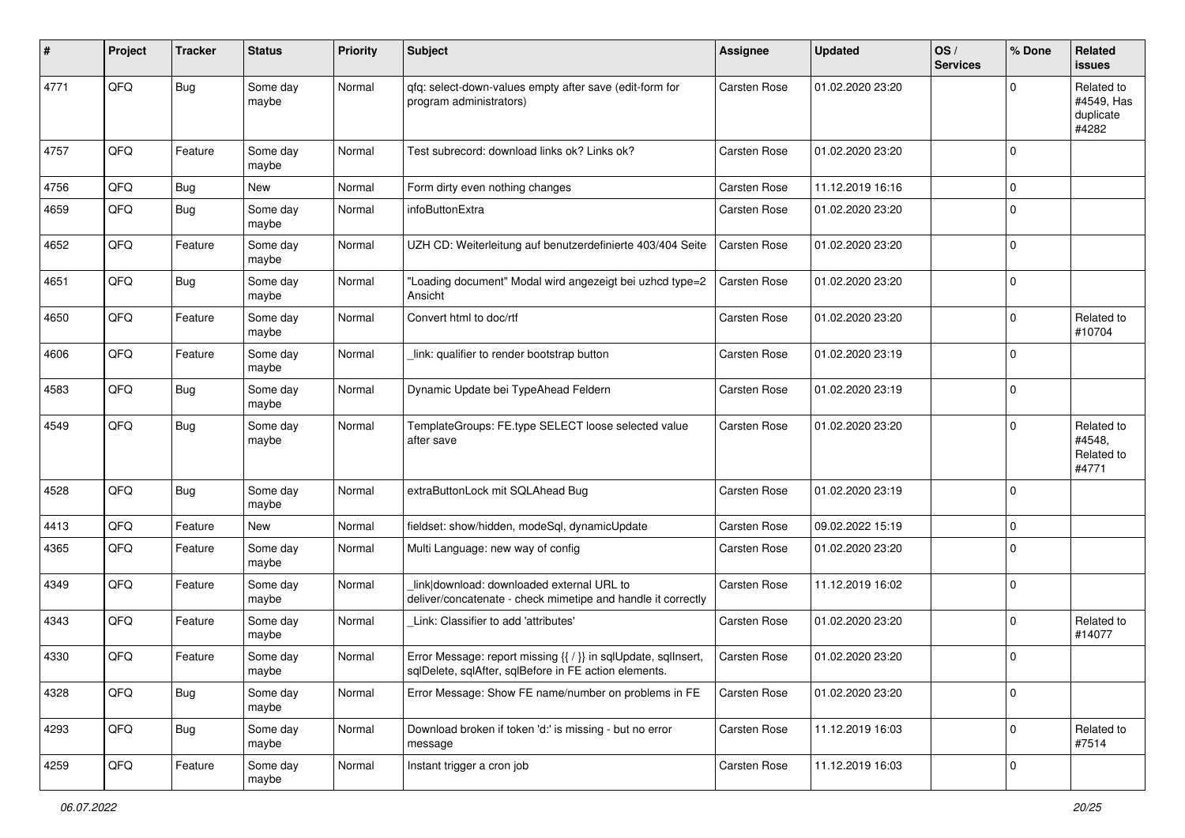| # | Project | Tracker | Status | Priority | Subject | Assignee | Updated | OS / Services | % Done | Related issues |
|---|---|---|---|---|---|---|---|---|---|---|
| 4771 | QFQ | Bug | Some day maybe | Normal | qfq: select-down-values empty after save (edit-form for program administrators) | Carsten Rose | 01.02.2020 23:20 | | 0 | Related to #4549, Has duplicate #4282 |
| 4757 | QFQ | Feature | Some day maybe | Normal | Test subrecord: download links ok? Links ok? | Carsten Rose | 01.02.2020 23:20 | | 0 | |
| 4756 | QFQ | Bug | New | Normal | Form dirty even nothing changes | Carsten Rose | 11.12.2019 16:16 | | 0 | |
| 4659 | QFQ | Bug | Some day maybe | Normal | infoButtonExtra | Carsten Rose | 01.02.2020 23:20 | | 0 | |
| 4652 | QFQ | Feature | Some day maybe | Normal | UZH CD: Weiterleitung auf benutzerdefinierte 403/404 Seite | Carsten Rose | 01.02.2020 23:20 | | 0 | |
| 4651 | QFQ | Bug | Some day maybe | Normal | "Loading document" Modal wird angezeigt bei uzhcd type=2 Ansicht | Carsten Rose | 01.02.2020 23:20 | | 0 | |
| 4650 | QFQ | Feature | Some day maybe | Normal | Convert html to doc/rtf | Carsten Rose | 01.02.2020 23:20 | | 0 | Related to #10704 |
| 4606 | QFQ | Feature | Some day maybe | Normal | _link: qualifier to render bootstrap button | Carsten Rose | 01.02.2020 23:19 | | 0 | |
| 4583 | QFQ | Bug | Some day maybe | Normal | Dynamic Update bei TypeAhead Feldern | Carsten Rose | 01.02.2020 23:19 | | 0 | |
| 4549 | QFQ | Bug | Some day maybe | Normal | TemplateGroups: FE.type SELECT loose selected value after save | Carsten Rose | 01.02.2020 23:20 | | 0 | Related to #4548, Related to #4771 |
| 4528 | QFQ | Bug | Some day maybe | Normal | extraButtonLock mit SQLAhead Bug | Carsten Rose | 01.02.2020 23:19 | | 0 | |
| 4413 | QFQ | Feature | New | Normal | fieldset: show/hidden, modeSql, dynamicUpdate | Carsten Rose | 09.02.2022 15:19 | | 0 | |
| 4365 | QFQ | Feature | Some day maybe | Normal | Multi Language: new way of config | Carsten Rose | 01.02.2020 23:20 | | 0 | |
| 4349 | QFQ | Feature | Some day maybe | Normal | _link\|download: downloaded external URL to deliver/concatenate - check mimetipe and handle it correctly | Carsten Rose | 11.12.2019 16:02 | | 0 | |
| 4343 | QFQ | Feature | Some day maybe | Normal | _Link: Classifier to add 'attributes' | Carsten Rose | 01.02.2020 23:20 | | 0 | Related to #14077 |
| 4330 | QFQ | Feature | Some day maybe | Normal | Error Message: report missing {{ / }} in sqlUpdate, sqlInsert, sqlDelete, sqlAfter, sqlBefore in FE action elements. | Carsten Rose | 01.02.2020 23:20 | | 0 | |
| 4328 | QFQ | Bug | Some day maybe | Normal | Error Message: Show FE name/number on problems in FE | Carsten Rose | 01.02.2020 23:20 | | 0 | |
| 4293 | QFQ | Bug | Some day maybe | Normal | Download broken if token 'd:' is missing - but no error message | Carsten Rose | 11.12.2019 16:03 | | 0 | Related to #7514 |
| 4259 | QFQ | Feature | Some day maybe | Normal | Instant trigger a cron job | Carsten Rose | 11.12.2019 16:03 | | 0 | |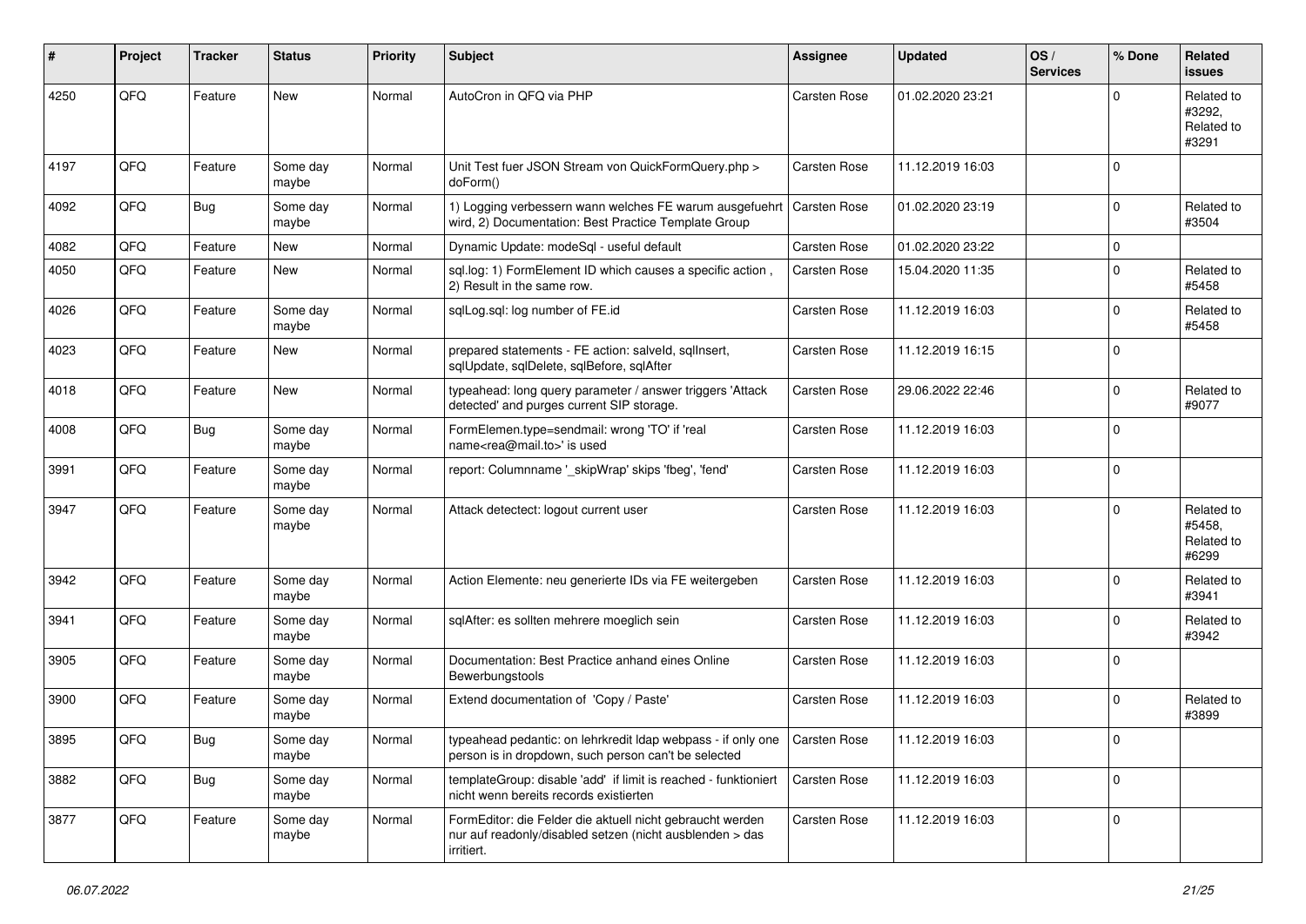| # | Project | Tracker | Status | Priority | Subject | Assignee | Updated | OS / Services | % Done | Related issues |
|---|---|---|---|---|---|---|---|---|---|---|
| 4250 | QFQ | Feature | New | Normal | AutoCron in QFQ via PHP | Carsten Rose | 01.02.2020 23:21 | | 0 | Related to #3292, Related to #3291 |
| 4197 | QFQ | Feature | Some day maybe | Normal | Unit Test fuer JSON Stream von QuickFormQuery.php > doForm() | Carsten Rose | 11.12.2019 16:03 | | 0 | |
| 4092 | QFQ | Bug | Some day maybe | Normal | 1) Logging verbessern wann welches FE warum ausgefuehrt wird, 2) Documentation: Best Practice Template Group | Carsten Rose | 01.02.2020 23:19 | | 0 | Related to #3504 |
| 4082 | QFQ | Feature | New | Normal | Dynamic Update: modeSql - useful default | Carsten Rose | 01.02.2020 23:22 | | 0 | |
| 4050 | QFQ | Feature | New | Normal | sql.log: 1) FormElement ID which causes a specific action , 2) Result in the same row. | Carsten Rose | 15.04.2020 11:35 | | 0 | Related to #5458 |
| 4026 | QFQ | Feature | Some day maybe | Normal | sqlLog.sql: log number of FE.id | Carsten Rose | 11.12.2019 16:03 | | 0 | Related to #5458 |
| 4023 | QFQ | Feature | New | Normal | prepared statements - FE action: salveld, sqlInsert, sqlUpdate, sqlDelete, sqlBefore, sqlAfter | Carsten Rose | 11.12.2019 16:15 | | 0 | |
| 4018 | QFQ | Feature | New | Normal | typeahead: long query parameter / answer triggers 'Attack detected' and purges current SIP storage. | Carsten Rose | 29.06.2022 22:46 | | 0 | Related to #9077 |
| 4008 | QFQ | Bug | Some day maybe | Normal | FormElemen.type=sendmail: wrong 'TO' if 'real name<rea@mail.to>' is used | Carsten Rose | 11.12.2019 16:03 | | 0 | |
| 3991 | QFQ | Feature | Some day maybe | Normal | report: Columnname '_skipWrap' skips 'fbeg', 'fend' | Carsten Rose | 11.12.2019 16:03 | | 0 | |
| 3947 | QFQ | Feature | Some day maybe | Normal | Attack detectect: logout current user | Carsten Rose | 11.12.2019 16:03 | | 0 | Related to #5458, Related to #6299 |
| 3942 | QFQ | Feature | Some day maybe | Normal | Action Elemente: neu generierte IDs via FE weitergeben | Carsten Rose | 11.12.2019 16:03 | | 0 | Related to #3941 |
| 3941 | QFQ | Feature | Some day maybe | Normal | sqlAfter: es sollten mehrere moeglich sein | Carsten Rose | 11.12.2019 16:03 | | 0 | Related to #3942 |
| 3905 | QFQ | Feature | Some day maybe | Normal | Documentation: Best Practice anhand eines Online Bewerbungstools | Carsten Rose | 11.12.2019 16:03 | | 0 | |
| 3900 | QFQ | Feature | Some day maybe | Normal | Extend documentation of 'Copy / Paste' | Carsten Rose | 11.12.2019 16:03 | | 0 | Related to #3899 |
| 3895 | QFQ | Bug | Some day maybe | Normal | typeahead pedantic: on lehrkredit ldap webpass - if only one person is in dropdown, such person can't be selected | Carsten Rose | 11.12.2019 16:03 | | 0 | |
| 3882 | QFQ | Bug | Some day maybe | Normal | templateGroup: disable 'add' if limit is reached - funktioniert nicht wenn bereits records existierten | Carsten Rose | 11.12.2019 16:03 | | 0 | |
| 3877 | QFQ | Feature | Some day maybe | Normal | FormEditor: die Felder die aktuell nicht gebraucht werden nur auf readonly/disabled setzen (nicht ausblenden > das irritiert. | Carsten Rose | 11.12.2019 16:03 | | 0 | |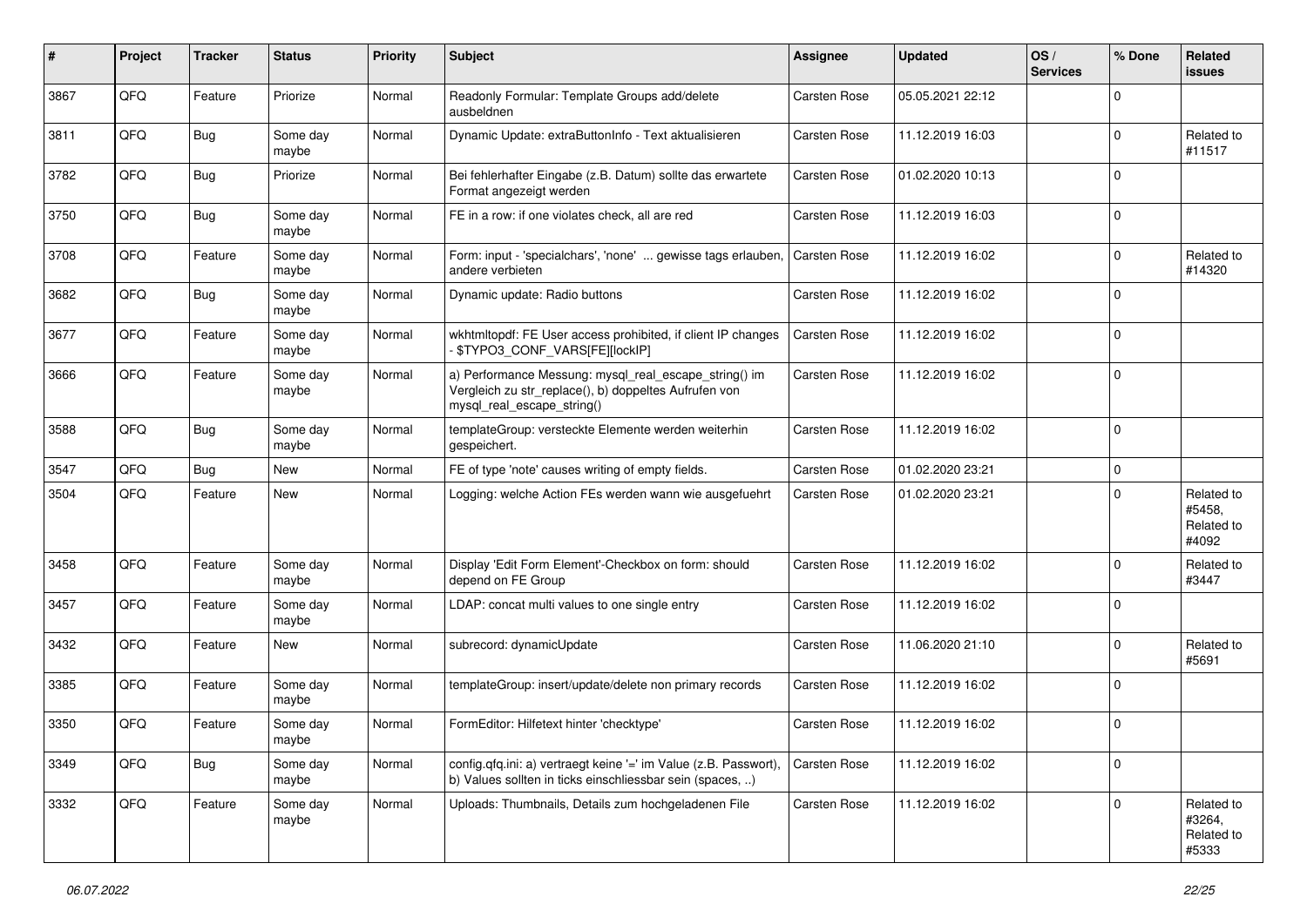| # | Project | Tracker | Status | Priority | Subject | Assignee | Updated | OS / Services | % Done | Related issues |
|---|---|---|---|---|---|---|---|---|---|---|
| 3867 | QFQ | Feature | Priorize | Normal | Readonly Formular: Template Groups add/delete ausbeldnen | Carsten Rose | 05.05.2021 22:12 | | 0 | |
| 3811 | QFQ | Bug | Some day maybe | Normal | Dynamic Update: extraButtonInfo - Text aktualisieren | Carsten Rose | 11.12.2019 16:03 | | 0 | Related to #11517 |
| 3782 | QFQ | Bug | Priorize | Normal | Bei fehlerhafter Eingabe (z.B. Datum) sollte das erwartete Format angezeigt werden | Carsten Rose | 01.02.2020 10:13 | | 0 | |
| 3750 | QFQ | Bug | Some day maybe | Normal | FE in a row: if one violates check, all are red | Carsten Rose | 11.12.2019 16:03 | | 0 | |
| 3708 | QFQ | Feature | Some day maybe | Normal | Form: input - 'specialchars', 'none' ... gewisse tags erlauben, andere verbieten | Carsten Rose | 11.12.2019 16:02 | | 0 | Related to #14320 |
| 3682 | QFQ | Bug | Some day maybe | Normal | Dynamic update: Radio buttons | Carsten Rose | 11.12.2019 16:02 | | 0 | |
| 3677 | QFQ | Feature | Some day maybe | Normal | wkhtmltopdf: FE User access prohibited, if client IP changes - $TYPO3_CONF_VARS[FE][lockIP] | Carsten Rose | 11.12.2019 16:02 | | 0 | |
| 3666 | QFQ | Feature | Some day maybe | Normal | a) Performance Messung: mysql_real_escape_string() im Vergleich zu str_replace(), b) doppeltes Aufrufen von mysql_real_escape_string() | Carsten Rose | 11.12.2019 16:02 | | 0 | |
| 3588 | QFQ | Bug | Some day maybe | Normal | templateGroup: versteckte Elemente werden weiterhin gespeichert. | Carsten Rose | 11.12.2019 16:02 | | 0 | |
| 3547 | QFQ | Bug | New | Normal | FE of type 'note' causes writing of empty fields. | Carsten Rose | 01.02.2020 23:21 | | 0 | |
| 3504 | QFQ | Feature | New | Normal | Logging: welche Action FEs werden wann wie ausgefuehrt | Carsten Rose | 01.02.2020 23:21 | | 0 | Related to #5458, Related to #4092 |
| 3458 | QFQ | Feature | Some day maybe | Normal | Display 'Edit Form Element'-Checkbox on form: should depend on FE Group | Carsten Rose | 11.12.2019 16:02 | | 0 | Related to #3447 |
| 3457 | QFQ | Feature | Some day maybe | Normal | LDAP: concat multi values to one single entry | Carsten Rose | 11.12.2019 16:02 | | 0 | |
| 3432 | QFQ | Feature | New | Normal | subrecord: dynamicUpdate | Carsten Rose | 11.06.2020 21:10 | | 0 | Related to #5691 |
| 3385 | QFQ | Feature | Some day maybe | Normal | templateGroup: insert/update/delete non primary records | Carsten Rose | 11.12.2019 16:02 | | 0 | |
| 3350 | QFQ | Feature | Some day maybe | Normal | FormEditor: Hilfetext hinter 'checktype' | Carsten Rose | 11.12.2019 16:02 | | 0 | |
| 3349 | QFQ | Bug | Some day maybe | Normal | config.qfq.ini: a) vertraegt keine '=' im Value (z.B. Passwort), b) Values sollten in ticks einschliessbar sein (spaces, ..) | Carsten Rose | 11.12.2019 16:02 | | 0 | |
| 3332 | QFQ | Feature | Some day maybe | Normal | Uploads: Thumbnails, Details zum hochgeladenen File | Carsten Rose | 11.12.2019 16:02 | | 0 | Related to #3264, Related to #5333 |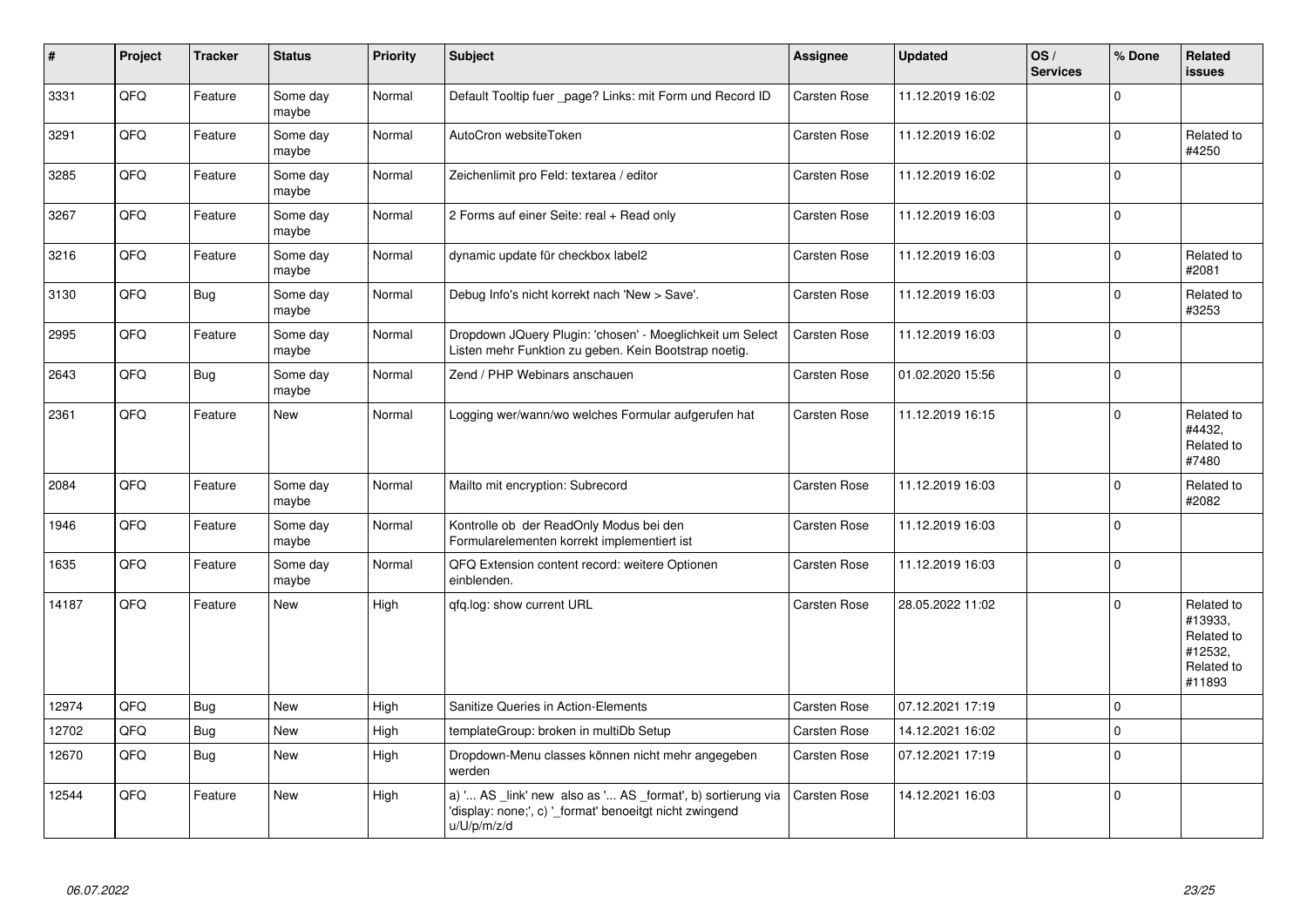| # | Project | Tracker | Status | Priority | Subject | Assignee | Updated | OS / Services | % Done | Related issues |
|---|---|---|---|---|---|---|---|---|---|---|
| 3331 | QFQ | Feature | Some day maybe | Normal | Default Tooltip fuer _page? Links: mit Form und Record ID | Carsten Rose | 11.12.2019 16:02 | | 0 | |
| 3291 | QFQ | Feature | Some day maybe | Normal | AutoCron websiteToken | Carsten Rose | 11.12.2019 16:02 | | 0 | Related to #4250 |
| 3285 | QFQ | Feature | Some day maybe | Normal | Zeichenlimit pro Feld: textarea / editor | Carsten Rose | 11.12.2019 16:02 | | 0 | |
| 3267 | QFQ | Feature | Some day maybe | Normal | 2 Forms auf einer Seite: real + Read only | Carsten Rose | 11.12.2019 16:03 | | 0 | |
| 3216 | QFQ | Feature | Some day maybe | Normal | dynamic update für checkbox label2 | Carsten Rose | 11.12.2019 16:03 | | 0 | Related to #2081 |
| 3130 | QFQ | Bug | Some day maybe | Normal | Debug Info's nicht korrekt nach 'New > Save'. | Carsten Rose | 11.12.2019 16:03 | | 0 | Related to #3253 |
| 2995 | QFQ | Feature | Some day maybe | Normal | Dropdown JQuery Plugin: 'chosen' - Moeglichkeit um Select Listen mehr Funktion zu geben. Kein Bootstrap noetig. | Carsten Rose | 11.12.2019 16:03 | | 0 | |
| 2643 | QFQ | Bug | Some day maybe | Normal | Zend / PHP Webinars anschauen | Carsten Rose | 01.02.2020 15:56 | | 0 | |
| 2361 | QFQ | Feature | New | Normal | Logging wer/wann/wo welches Formular aufgerufen hat | Carsten Rose | 11.12.2019 16:15 | | 0 | Related to #4432, Related to #7480 |
| 2084 | QFQ | Feature | Some day maybe | Normal | Mailto mit encryption: Subrecord | Carsten Rose | 11.12.2019 16:03 | | 0 | Related to #2082 |
| 1946 | QFQ | Feature | Some day maybe | Normal | Kontrolle ob der ReadOnly Modus bei den Formularelementen korrekt implementiert ist | Carsten Rose | 11.12.2019 16:03 | | 0 | |
| 1635 | QFQ | Feature | Some day maybe | Normal | QFQ Extension content record: weitere Optionen einblenden. | Carsten Rose | 11.12.2019 16:03 | | 0 | |
| 14187 | QFQ | Feature | New | High | qfq.log: show current URL | Carsten Rose | 28.05.2022 11:02 | | 0 | Related to #13933, Related to #12532, Related to #11893 |
| 12974 | QFQ | Bug | New | High | Sanitize Queries in Action-Elements | Carsten Rose | 07.12.2021 17:19 | | 0 | |
| 12702 | QFQ | Bug | New | High | templateGroup: broken in multiDb Setup | Carsten Rose | 14.12.2021 16:02 | | 0 | |
| 12670 | QFQ | Bug | New | High | Dropdown-Menu classes können nicht mehr angegeben werden | Carsten Rose | 07.12.2021 17:19 | | 0 | |
| 12544 | QFQ | Feature | New | High | a) '... AS _link' new also as '... AS _format', b) sortierung via 'display: none;', c) '_format' benoeitgt nicht zwingend u/U/p/m/z/d | Carsten Rose | 14.12.2021 16:03 | | 0 | |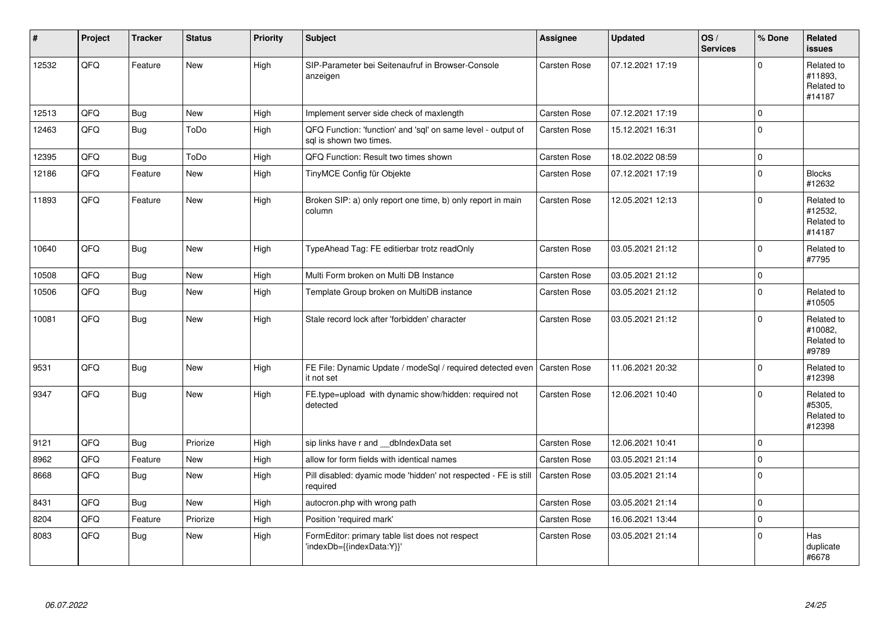| # | Project | Tracker | Status | Priority | Subject | Assignee | Updated | OS / Services | % Done | Related issues |
|---|---|---|---|---|---|---|---|---|---|---|
| 12532 | QFQ | Feature | New | High | SIP-Parameter bei Seitenaufruf in Browser-Console anzeigen | Carsten Rose | 07.12.2021 17:19 | | 0 | Related to #11893, Related to #14187 |
| 12513 | QFQ | Bug | New | High | Implement server side check of maxlength | Carsten Rose | 07.12.2021 17:19 | | 0 | |
| 12463 | QFQ | Bug | ToDo | High | QFQ Function: 'function' and 'sql' on same level - output of sql is shown two times. | Carsten Rose | 15.12.2021 16:31 | | 0 | |
| 12395 | QFQ | Bug | ToDo | High | QFQ Function: Result two times shown | Carsten Rose | 18.02.2022 08:59 | | 0 | |
| 12186 | QFQ | Feature | New | High | TinyMCE Config für Objekte | Carsten Rose | 07.12.2021 17:19 | | 0 | Blocks #12632 |
| 11893 | QFQ | Feature | New | High | Broken SIP: a) only report one time, b) only report in main column | Carsten Rose | 12.05.2021 12:13 | | 0 | Related to #12532, Related to #14187 |
| 10640 | QFQ | Bug | New | High | TypeAhead Tag: FE editierbar trotz readOnly | Carsten Rose | 03.05.2021 21:12 | | 0 | Related to #7795 |
| 10508 | QFQ | Bug | New | High | Multi Form broken on Multi DB Instance | Carsten Rose | 03.05.2021 21:12 | | 0 | |
| 10506 | QFQ | Bug | New | High | Template Group broken on MultiDB instance | Carsten Rose | 03.05.2021 21:12 | | 0 | Related to #10505 |
| 10081 | QFQ | Bug | New | High | Stale record lock after 'forbidden' character | Carsten Rose | 03.05.2021 21:12 | | 0 | Related to #10082, Related to #9789 |
| 9531 | QFQ | Bug | New | High | FE File: Dynamic Update / modeSql / required detected even it not set | Carsten Rose | 11.06.2021 20:32 | | 0 | Related to #12398 |
| 9347 | QFQ | Bug | New | High | FE.type=upload with dynamic show/hidden: required not detected | Carsten Rose | 12.06.2021 10:40 | | 0 | Related to #5305, Related to #12398 |
| 9121 | QFQ | Bug | Priorize | High | sip links have r and __dbIndexData set | Carsten Rose | 12.06.2021 10:41 | | 0 | |
| 8962 | QFQ | Feature | New | High | allow for form fields with identical names | Carsten Rose | 03.05.2021 21:14 | | 0 | |
| 8668 | QFQ | Bug | New | High | Pill disabled: dyamic mode 'hidden' not respected - FE is still required | Carsten Rose | 03.05.2021 21:14 | | 0 | |
| 8431 | QFQ | Bug | New | High | autocron.php with wrong path | Carsten Rose | 03.05.2021 21:14 | | 0 | |
| 8204 | QFQ | Feature | Priorize | High | Position 'required mark' | Carsten Rose | 16.06.2021 13:44 | | 0 | |
| 8083 | QFQ | Bug | New | High | FormEditor: primary table list does not respect 'indexDb={{indexData:Y}}' | Carsten Rose | 03.05.2021 21:14 | | 0 | Has duplicate #6678 |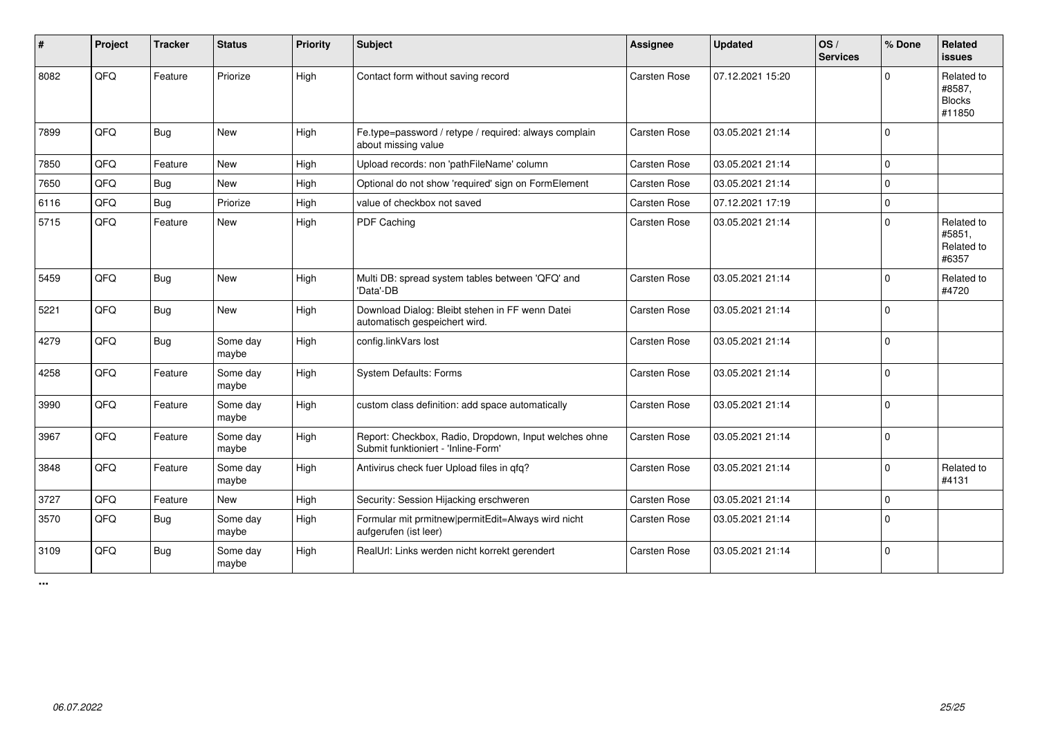| # | Project | Tracker | Status | Priority | Subject | Assignee | Updated | OS / Services | % Done | Related issues |
|---|---|---|---|---|---|---|---|---|---|---|
| 8082 | QFQ | Feature | Priorize | High | Contact form without saving record | Carsten Rose | 07.12.2021 15:20 | | 0 | Related to #8587, Blocks #11850 |
| 7899 | QFQ | Bug | New | High | Fe.type=password / retype / required: always complain about missing value | Carsten Rose | 03.05.2021 21:14 | | 0 | |
| 7850 | QFQ | Feature | New | High | Upload records: non 'pathFileName' column | Carsten Rose | 03.05.2021 21:14 | | 0 | |
| 7650 | QFQ | Bug | New | High | Optional do not show 'required' sign on FormElement | Carsten Rose | 03.05.2021 21:14 | | 0 | |
| 6116 | QFQ | Bug | Priorize | High | value of checkbox not saved | Carsten Rose | 07.12.2021 17:19 | | 0 | |
| 5715 | QFQ | Feature | New | High | PDF Caching | Carsten Rose | 03.05.2021 21:14 | | 0 | Related to #5851, Related to #6357 |
| 5459 | QFQ | Bug | New | High | Multi DB: spread system tables between 'QFQ' and 'Data'-DB | Carsten Rose | 03.05.2021 21:14 | | 0 | Related to #4720 |
| 5221 | QFQ | Bug | New | High | Download Dialog: Bleibt stehen in FF wenn Datei automatisch gespeichert wird. | Carsten Rose | 03.05.2021 21:14 | | 0 | |
| 4279 | QFQ | Bug | Some day maybe | High | config.linkVars lost | Carsten Rose | 03.05.2021 21:14 | | 0 | |
| 4258 | QFQ | Feature | Some day maybe | High | System Defaults: Forms | Carsten Rose | 03.05.2021 21:14 | | 0 | |
| 3990 | QFQ | Feature | Some day maybe | High | custom class definition: add space automatically | Carsten Rose | 03.05.2021 21:14 | | 0 | |
| 3967 | QFQ | Feature | Some day maybe | High | Report: Checkbox, Radio, Dropdown, Input welches ohne Submit funktioniert - 'Inline-Form' | Carsten Rose | 03.05.2021 21:14 | | 0 | |
| 3848 | QFQ | Feature | Some day maybe | High | Antivirus check fuer Upload files in qfq? | Carsten Rose | 03.05.2021 21:14 | | 0 | Related to #4131 |
| 3727 | QFQ | Feature | New | High | Security: Session Hijacking erschweren | Carsten Rose | 03.05.2021 21:14 | | 0 | |
| 3570 | QFQ | Bug | Some day maybe | High | Formular mit prmitnew\|permitEdit=Always wird nicht aufgerufen (ist leer) | Carsten Rose | 03.05.2021 21:14 | | 0 | |
| 3109 | QFQ | Bug | Some day maybe | High | RealUrl: Links werden nicht korrekt gerendert | Carsten Rose | 03.05.2021 21:14 | | 0 | |

...